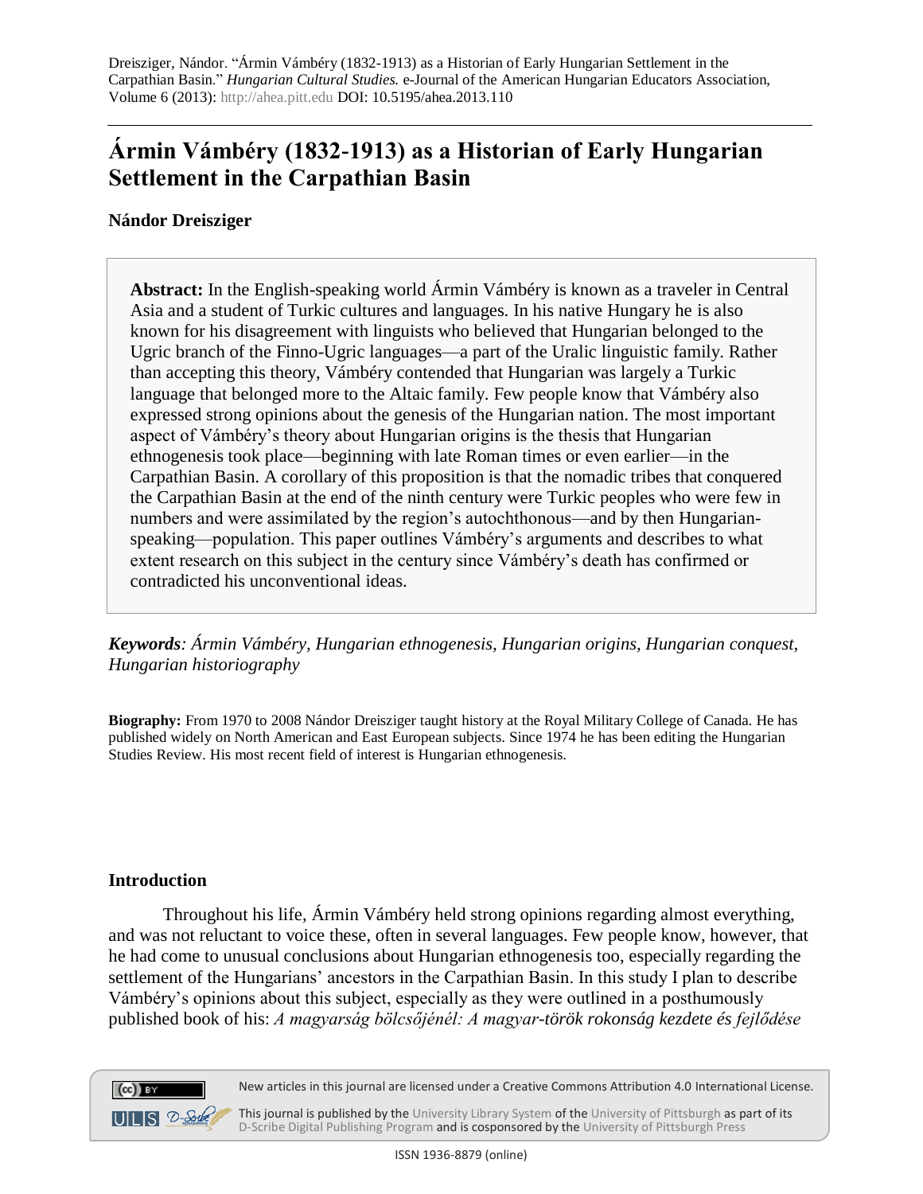Dreisziger, Nándor. "Ármin Vámbéry (1832-1913) as a Historian of Early Hungarian Settlement in the Carpathian Basin." *Hungarian Cultural Studies.* e-Journal of the American Hungarian Educators Association, Volume 6 (2013): http://ahea.pitt.edu DOI: 10.5195/ahea.2013.110

# Ármin Vámbéry (1832-1913) as a Historian of Early Hungarian Settlement in the Carpathian Basin

**Nándor Dreisziger**

**Abstract:** In the English-speaking world Ármin Vámbéry is known as a traveler in Central Asia and a student of Turkic cultures and languages. In his native Hungary he is also known for his disagreement with linguists who believed that Hungarian belonged to the Ugric branch of the Finno-Ugric languages—a part of the Uralic linguistic family. Rather than accepting this theory, Vámbéry contended that Hungarian was largely a Turkic language that belonged more to the Altaic family. Few people know that Vámbéry also expressed strong opinions about the genesis of the Hungarian nation. The most important aspect of Vámbéry's theory about Hungarian origins is the thesis that Hungarian ethnogenesis took place—beginning with late Roman times or even earlier—in the Carpathian Basin. A corollary of this proposition is that the nomadic tribes that conquered the Carpathian Basin at the end of the ninth century were Turkic peoples who were few in numbers and were assimilated by the region's autochthonous—and by then Hungarian-speaking—population. This paper outlines Vámbéry's arguments and describes to what extent research on this subject in the century since Vámbéry's death has confirmed or contradicted his unconventional ideas.

***Keywords**: Ármin Vámbéry, Hungarian ethnogenesis, Hungarian origins, Hungarian conquest, Hungarian historiography*

**Biography:** From 1970 to 2008 Nándor Dreisziger taught history at the Royal Military College of Canada. He has published widely on North American and East European subjects. Since 1974 he has been editing the Hungarian Studies Review. His most recent field of interest is Hungarian ethnogenesis.

## Introduction

Throughout his life, Ármin Vámbéry held strong opinions regarding almost everything, and was not reluctant to voice these, often in several languages. Few people know, however, that he had come to unusual conclusions about Hungarian ethnogenesis too, especially regarding the settlement of the Hungarians' ancestors in the Carpathian Basin. In this study I plan to describe Vámbéry's opinions about this subject, especially as they were outlined in a posthumously published book of his: *A magyarság bölcsőjénél: A magyar-török rokonság kezdete és fejlődése*

New articles in this journal are licensed under a Creative Commons Attribution 4.0 International License.

This journal is published by the University Library System of the University of Pittsburgh as part of its D-Scribe Digital Publishing Program and is cosponsored by the University of Pittsburgh Press

ISSN 1936-8879 (online)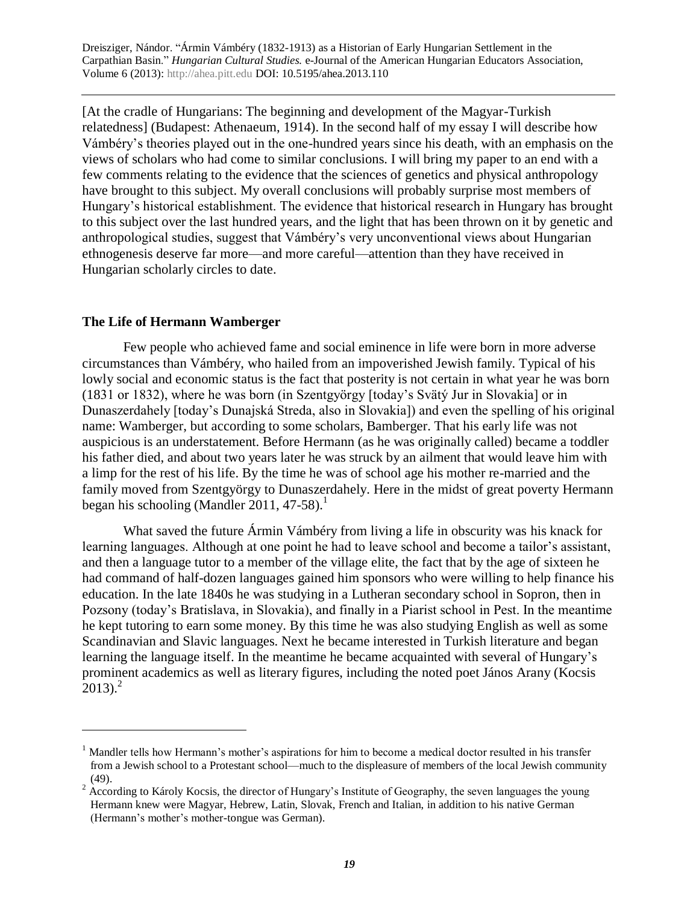[At the cradle of Hungarians: The beginning and development of the Magyar-Turkish relatedness] (Budapest: Athenaeum, 1914). In the second half of my essay I will describe how Vámbéry's theories played out in the one-hundred years since his death, with an emphasis on the views of scholars who had come to similar conclusions. I will bring my paper to an end with a few comments relating to the evidence that the sciences of genetics and physical anthropology have brought to this subject. My overall conclusions will probably surprise most members of Hungary's historical establishment. The evidence that historical research in Hungary has brought to this subject over the last hundred years, and the light that has been thrown on it by genetic and anthropological studies, suggest that Vámbéry's very unconventional views about Hungarian ethnogenesis deserve far more—and more careful—attention than they have received in Hungarian scholarly circles to date.

## The Life of Hermann Wamberger

Few people who achieved fame and social eminence in life were born in more adverse circumstances than Vámbéry, who hailed from an impoverished Jewish family. Typical of his lowly social and economic status is the fact that posterity is not certain in what year he was born (1831 or 1832), where he was born (in Szentgyörgy [today's Svätý Jur in Slovakia] or in Dunaszerdahely [today's Dunajská Streda, also in Slovakia]) and even the spelling of his original name: Wamberger, but according to some scholars, Bamberger. That his early life was not auspicious is an understatement. Before Hermann (as he was originally called) became a toddler his father died, and about two years later he was struck by an ailment that would leave him with a limp for the rest of his life. By the time he was of school age his mother re-married and the family moved from Szentgyörgy to Dunaszerdahely. Here in the midst of great poverty Hermann began his schooling (Mandler 2011, 47-58).[1]

What saved the future Ármin Vámbéry from living a life in obscurity was his knack for learning languages. Although at one point he had to leave school and become a tailor's assistant, and then a language tutor to a member of the village elite, the fact that by the age of sixteen he had command of half-dozen languages gained him sponsors who were willing to help finance his education. In the late 1840s he was studying in a Lutheran secondary school in Sopron, then in Pozsony (today's Bratislava, in Slovakia), and finally in a Piarist school in Pest. In the meantime he kept tutoring to earn some money. By this time he was also studying English as well as some Scandinavian and Slavic languages. Next he became interested in Turkish literature and began learning the language itself. In the meantime he became acquainted with several of Hungary's prominent academics as well as literary figures, including the noted poet János Arany (Kocsis 2013).[2]

---

[1] Mandler tells how Hermann's mother's aspirations for him to become a medical doctor resulted in his transfer from a Jewish school to a Protestant school—much to the displeasure of members of the local Jewish community (49).

[2] According to Károly Kocsis, the director of Hungary's Institute of Geography, the seven languages the young Hermann knew were Magyar, Hebrew, Latin, Slovak, French and Italian, in addition to his native German (Hermann's mother's mother-tongue was German).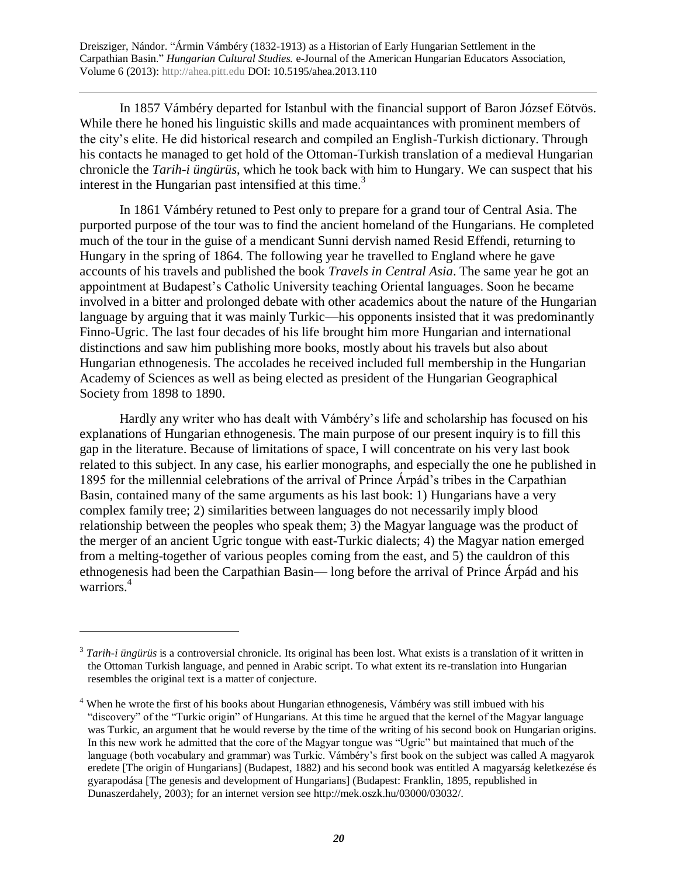In 1857 Vámbéry departed for Istanbul with the financial support of Baron József Eötvös. While there he honed his linguistic skills and made acquaintances with prominent members of the city's elite. He did historical research and compiled an English-Turkish dictionary. Through his contacts he managed to get hold of the Ottoman-Turkish translation of a medieval Hungarian chronicle the *Tarih-i üngürüs*, which he took back with him to Hungary. We can suspect that his interest in the Hungarian past intensified at this time.[3]

In 1861 Vámbéry retuned to Pest only to prepare for a grand tour of Central Asia. The purported purpose of the tour was to find the ancient homeland of the Hungarians. He completed much of the tour in the guise of a mendicant Sunni dervish named Resid Effendi, returning to Hungary in the spring of 1864. The following year he travelled to England where he gave accounts of his travels and published the book *Travels in Central Asia*. The same year he got an appointment at Budapest's Catholic University teaching Oriental languages. Soon he became involved in a bitter and prolonged debate with other academics about the nature of the Hungarian language by arguing that it was mainly Turkic—his opponents insisted that it was predominantly Finno-Ugric. The last four decades of his life brought him more Hungarian and international distinctions and saw him publishing more books, mostly about his travels but also about Hungarian ethnogenesis. The accolades he received included full membership in the Hungarian Academy of Sciences as well as being elected as president of the Hungarian Geographical Society from 1898 to 1890.

Hardly any writer who has dealt with Vámbéry's life and scholarship has focused on his explanations of Hungarian ethnogenesis. The main purpose of our present inquiry is to fill this gap in the literature. Because of limitations of space, I will concentrate on his very last book related to this subject. In any case, his earlier monographs, and especially the one he published in 1895 for the millennial celebrations of the arrival of Prince Árpád's tribes in the Carpathian Basin, contained many of the same arguments as his last book: 1) Hungarians have a very complex family tree; 2) similarities between languages do not necessarily imply blood relationship between the peoples who speak them; 3) the Magyar language was the product of the merger of an ancient Ugric tongue with east-Turkic dialects; 4) the Magyar nation emerged from a melting-together of various peoples coming from the east, and 5) the cauldron of this ethnogenesis had been the Carpathian Basin— long before the arrival of Prince Árpád and his warriors.[4]

---

[3] *Tarih-i üngürüs* is a controversial chronicle. Its original has been lost. What exists is a translation of it written in the Ottoman Turkish language, and penned in Arabic script. To what extent its re-translation into Hungarian resembles the original text is a matter of conjecture.

[4] When he wrote the first of his books about Hungarian ethnogenesis, Vámbéry was still imbued with his "discovery" of the "Turkic origin" of Hungarians. At this time he argued that the kernel of the Magyar language was Turkic, an argument that he would reverse by the time of the writing of his second book on Hungarian origins. In this new work he admitted that the core of the Magyar tongue was "Ugric" but maintained that much of the language (both vocabulary and grammar) was Turkic. Vámbéry's first book on the subject was called A magyarok eredete [The origin of Hungarians] (Budapest, 1882) and his second book was entitled A magyarság keletkezése és gyarapodása [The genesis and development of Hungarians] (Budapest: Franklin, 1895, republished in Dunaszerdahely, 2003); for an internet version see http://mek.oszk.hu/03000/03032/.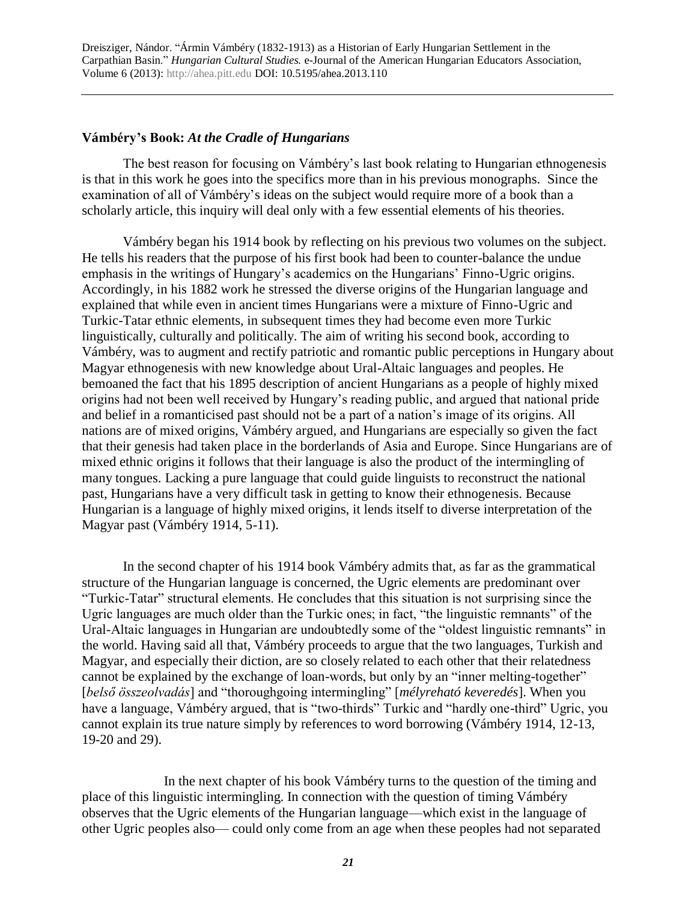### Vámbéry's Book: *At the Cradle of Hungarians*

The best reason for focusing on Vámbéry's last book relating to Hungarian ethnogenesis is that in this work he goes into the specifics more than in his previous monographs. Since the examination of all of Vámbéry's ideas on the subject would require more of a book than a scholarly article, this inquiry will deal only with a few essential elements of his theories.

Vámbéry began his 1914 book by reflecting on his previous two volumes on the subject. He tells his readers that the purpose of his first book had been to counter-balance the undue emphasis in the writings of Hungary's academics on the Hungarians' Finno-Ugric origins. Accordingly, in his 1882 work he stressed the diverse origins of the Hungarian language and explained that while even in ancient times Hungarians were a mixture of Finno-Ugric and Turkic-Tatar ethnic elements, in subsequent times they had become even more Turkic linguistically, culturally and politically. The aim of writing his second book, according to Vámbéry, was to augment and rectify patriotic and romantic public perceptions in Hungary about Magyar ethnogenesis with new knowledge about Ural-Altaic languages and peoples. He bemoaned the fact that his 1895 description of ancient Hungarians as a people of highly mixed origins had not been well received by Hungary's reading public, and argued that national pride and belief in a romanticised past should not be a part of a nation's image of its origins. All nations are of mixed origins, Vámbéry argued, and Hungarians are especially so given the fact that their genesis had taken place in the borderlands of Asia and Europe. Since Hungarians are of mixed ethnic origins it follows that their language is also the product of the intermingling of many tongues. Lacking a pure language that could guide linguists to reconstruct the national past, Hungarians have a very difficult task in getting to know their ethnogenesis. Because Hungarian is a language of highly mixed origins, it lends itself to diverse interpretation of the Magyar past (Vámbéry 1914, 5-11).

In the second chapter of his 1914 book Vámbéry admits that, as far as the grammatical structure of the Hungarian language is concerned, the Ugric elements are predominant over "Turkic-Tatar" structural elements. He concludes that this situation is not surprising since the Ugric languages are much older than the Turkic ones; in fact, "the linguistic remnants" of the Ural-Altaic languages in Hungarian are undoubtedly some of the "oldest linguistic remnants" in the world. Having said all that, Vámbéry proceeds to argue that the two languages, Turkish and Magyar, and especially their diction, are so closely related to each other that their relatedness cannot be explained by the exchange of loan-words, but only by an "inner melting-together" [*belső összeolvadás*] and "thoroughgoing intermingling" [*mélyreható keveredés*]. When you have a language, Vámbéry argued, that is "two-thirds" Turkic and "hardly one-third" Ugric, you cannot explain its true nature simply by references to word borrowing (Vámbéry 1914, 12-13, 19-20 and 29).

In the next chapter of his book Vámbéry turns to the question of the timing and place of this linguistic intermingling. In connection with the question of timing Vámbéry observes that the Ugric elements of the Hungarian language—which exist in the language of other Ugric peoples also— could only come from an age when these peoples had not separated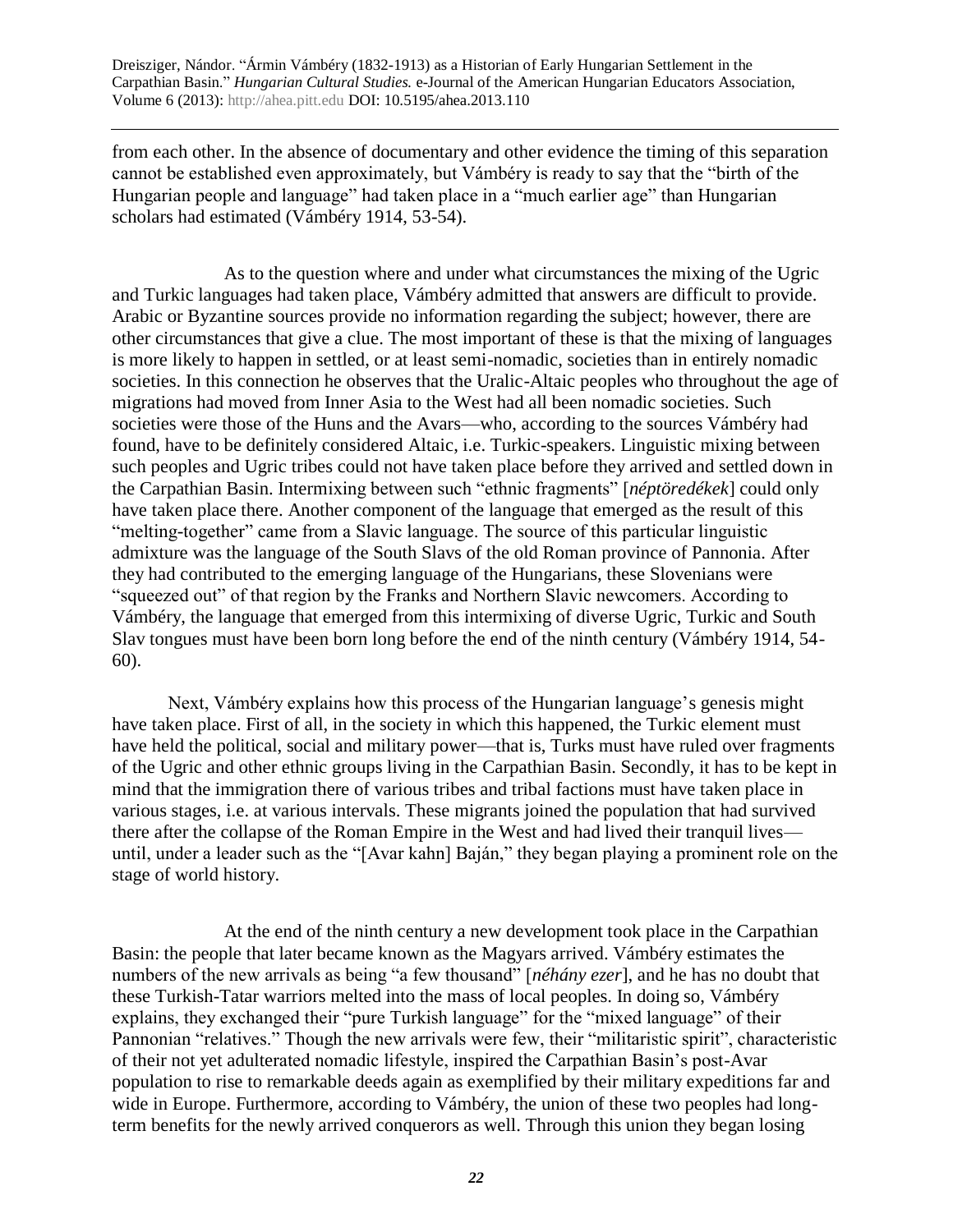from each other. In the absence of documentary and other evidence the timing of this separation cannot be established even approximately, but Vámbéry is ready to say that the "birth of the Hungarian people and language" had taken place in a "much earlier age" than Hungarian scholars had estimated (Vámbéry 1914, 53-54).

As to the question where and under what circumstances the mixing of the Ugric and Turkic languages had taken place, Vámbéry admitted that answers are difficult to provide. Arabic or Byzantine sources provide no information regarding the subject; however, there are other circumstances that give a clue. The most important of these is that the mixing of languages is more likely to happen in settled, or at least semi-nomadic, societies than in entirely nomadic societies. In this connection he observes that the Uralic-Altaic peoples who throughout the age of migrations had moved from Inner Asia to the West had all been nomadic societies. Such societies were those of the Huns and the Avars—who, according to the sources Vámbéry had found, have to be definitely considered Altaic, i.e. Turkic-speakers. Linguistic mixing between such peoples and Ugric tribes could not have taken place before they arrived and settled down in the Carpathian Basin. Intermixing between such "ethnic fragments" [*néptöredékek*] could only have taken place there. Another component of the language that emerged as the result of this "melting-together" came from a Slavic language. The source of this particular linguistic admixture was the language of the South Slavs of the old Roman province of Pannonia. After they had contributed to the emerging language of the Hungarians, these Slovenians were "squeezed out" of that region by the Franks and Northern Slavic newcomers. According to Vámbéry, the language that emerged from this intermixing of diverse Ugric, Turkic and South Slav tongues must have been born long before the end of the ninth century (Vámbéry 1914, 54-60).

Next, Vámbéry explains how this process of the Hungarian language's genesis might have taken place. First of all, in the society in which this happened, the Turkic element must have held the political, social and military power—that is, Turks must have ruled over fragments of the Ugric and other ethnic groups living in the Carpathian Basin. Secondly, it has to be kept in mind that the immigration there of various tribes and tribal factions must have taken place in various stages, i.e. at various intervals. These migrants joined the population that had survived there after the collapse of the Roman Empire in the West and had lived their tranquil lives—until, under a leader such as the "[Avar kahn] Baján," they began playing a prominent role on the stage of world history.

At the end of the ninth century a new development took place in the Carpathian Basin: the people that later became known as the Magyars arrived. Vámbéry estimates the numbers of the new arrivals as being "a few thousand" [*néhány ezer*], and he has no doubt that these Turkish-Tatar warriors melted into the mass of local peoples. In doing so, Vámbéry explains, they exchanged their "pure Turkish language" for the "mixed language" of their Pannonian "relatives." Though the new arrivals were few, their "militaristic spirit", characteristic of their not yet adulterated nomadic lifestyle, inspired the Carpathian Basin's post-Avar population to rise to remarkable deeds again as exemplified by their military expeditions far and wide in Europe. Furthermore, according to Vámbéry, the union of these two peoples had long-term benefits for the newly arrived conquerors as well. Through this union they began losing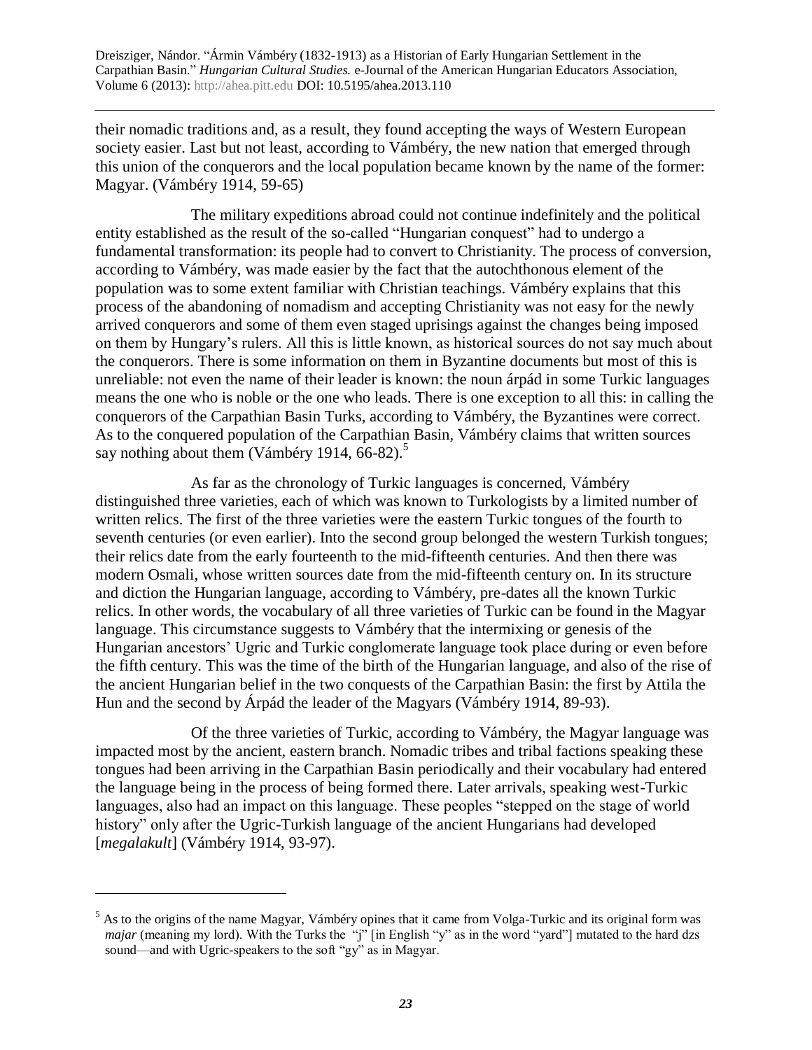their nomadic traditions and, as a result, they found accepting the ways of Western European society easier. Last but not least, according to Vámbéry, the new nation that emerged through this union of the conquerors and the local population became known by the name of the former: Magyar. (Vámbéry 1914, 59-65)

The military expeditions abroad could not continue indefinitely and the political entity established as the result of the so-called "Hungarian conquest" had to undergo a fundamental transformation: its people had to convert to Christianity. The process of conversion, according to Vámbéry, was made easier by the fact that the autochthonous element of the population was to some extent familiar with Christian teachings. Vámbéry explains that this process of the abandoning of nomadism and accepting Christianity was not easy for the newly arrived conquerors and some of them even staged uprisings against the changes being imposed on them by Hungary's rulers. All this is little known, as historical sources do not say much about the conquerors. There is some information on them in Byzantine documents but most of this is unreliable: not even the name of their leader is known: the noun árpád in some Turkic languages means the one who is noble or the one who leads. There is one exception to all this: in calling the conquerors of the Carpathian Basin Turks, according to Vámbéry, the Byzantines were correct. As to the conquered population of the Carpathian Basin, Vámbéry claims that written sources say nothing about them (Vámbéry 1914, 66-82).[5]

As far as the chronology of Turkic languages is concerned, Vámbéry distinguished three varieties, each of which was known to Turkologists by a limited number of written relics. The first of the three varieties were the eastern Turkic tongues of the fourth to seventh centuries (or even earlier). Into the second group belonged the western Turkish tongues; their relics date from the early fourteenth to the mid-fifteenth centuries. And then there was modern Osmali, whose written sources date from the mid-fifteenth century on. In its structure and diction the Hungarian language, according to Vámbéry, pre-dates all the known Turkic relics. In other words, the vocabulary of all three varieties of Turkic can be found in the Magyar language. This circumstance suggests to Vámbéry that the intermixing or genesis of the Hungarian ancestors' Ugric and Turkic conglomerate language took place during or even before the fifth century. This was the time of the birth of the Hungarian language, and also of the rise of the ancient Hungarian belief in the two conquests of the Carpathian Basin: the first by Attila the Hun and the second by Árpád the leader of the Magyars (Vámbéry 1914, 89-93).

Of the three varieties of Turkic, according to Vámbéry, the Magyar language was impacted most by the ancient, eastern branch. Nomadic tribes and tribal factions speaking these tongues had been arriving in the Carpathian Basin periodically and their vocabulary had entered the language being in the process of being formed there. Later arrivals, speaking west-Turkic languages, also had an impact on this language. These peoples "stepped on the stage of world history" only after the Ugric-Turkish language of the ancient Hungarians had developed [*megalakult*] (Vámbéry 1914, 93-97).

---

[5] As to the origins of the name Magyar, Vámbéry opines that it came from Volga-Turkic and its original form was *majar* (meaning my lord). With the Turks the "j" [in English "y" as in the word "yard"] mutated to the hard dzs sound—and with Ugric-speakers to the soft "gy" as in Magyar.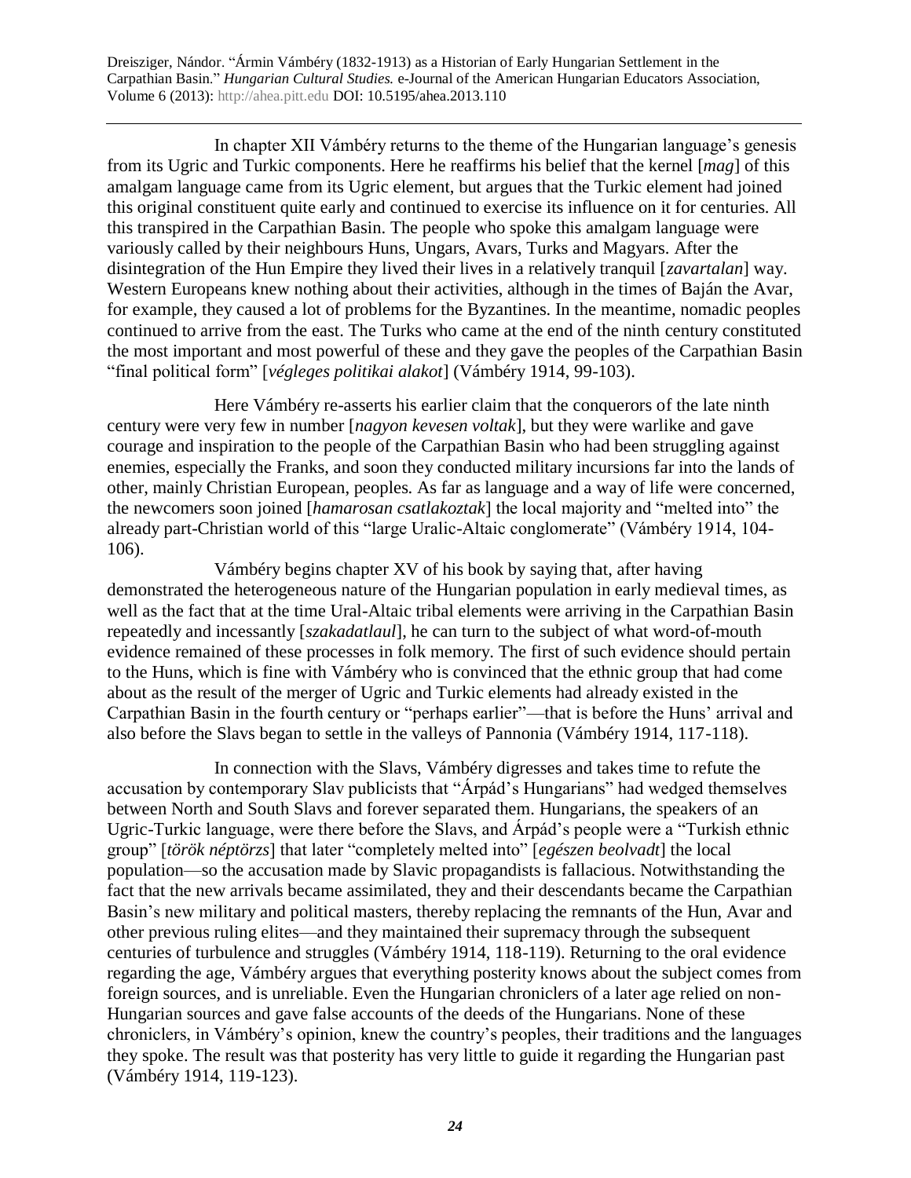In chapter XII Vámbéry returns to the theme of the Hungarian language's genesis from its Ugric and Turkic components. Here he reaffirms his belief that the kernel [*mag*] of this amalgam language came from its Ugric element, but argues that the Turkic element had joined this original constituent quite early and continued to exercise its influence on it for centuries. All this transpired in the Carpathian Basin. The people who spoke this amalgam language were variously called by their neighbours Huns, Ungars, Avars, Turks and Magyars. After the disintegration of the Hun Empire they lived their lives in a relatively tranquil [*zavartalan*] way. Western Europeans knew nothing about their activities, although in the times of Baján the Avar, for example, they caused a lot of problems for the Byzantines. In the meantime, nomadic peoples continued to arrive from the east. The Turks who came at the end of the ninth century constituted the most important and most powerful of these and they gave the peoples of the Carpathian Basin "final political form" [*végleges politikai alakot*] (Vámbéry 1914, 99-103).

Here Vámbéry re-asserts his earlier claim that the conquerors of the late ninth century were very few in number [*nagyon kevesen voltak*], but they were warlike and gave courage and inspiration to the people of the Carpathian Basin who had been struggling against enemies, especially the Franks, and soon they conducted military incursions far into the lands of other, mainly Christian European, peoples. As far as language and a way of life were concerned, the newcomers soon joined [*hamarosan csatlakoztak*] the local majority and "melted into" the already part-Christian world of this "large Uralic-Altaic conglomerate" (Vámbéry 1914, 104-106).

Vámbéry begins chapter XV of his book by saying that, after having demonstrated the heterogeneous nature of the Hungarian population in early medieval times, as well as the fact that at the time Ural-Altaic tribal elements were arriving in the Carpathian Basin repeatedly and incessantly [*szakadatlaul*], he can turn to the subject of what word-of-mouth evidence remained of these processes in folk memory. The first of such evidence should pertain to the Huns, which is fine with Vámbéry who is convinced that the ethnic group that had come about as the result of the merger of Ugric and Turkic elements had already existed in the Carpathian Basin in the fourth century or "perhaps earlier"—that is before the Huns' arrival and also before the Slavs began to settle in the valleys of Pannonia (Vámbéry 1914, 117-118).

In connection with the Slavs, Vámbéry digresses and takes time to refute the accusation by contemporary Slav publicists that "Árpád's Hungarians" had wedged themselves between North and South Slavs and forever separated them. Hungarians, the speakers of an Ugric-Turkic language, were there before the Slavs, and Árpád's people were a "Turkish ethnic group" [*török néptörzs*] that later "completely melted into" [*egészen beolvadt*] the local population—so the accusation made by Slavic propagandists is fallacious. Notwithstanding the fact that the new arrivals became assimilated, they and their descendants became the Carpathian Basin's new military and political masters, thereby replacing the remnants of the Hun, Avar and other previous ruling elites—and they maintained their supremacy through the subsequent centuries of turbulence and struggles (Vámbéry 1914, 118-119). Returning to the oral evidence regarding the age, Vámbéry argues that everything posterity knows about the subject comes from foreign sources, and is unreliable. Even the Hungarian chroniclers of a later age relied on non-Hungarian sources and gave false accounts of the deeds of the Hungarians. None of these chroniclers, in Vámbéry's opinion, knew the country's peoples, their traditions and the languages they spoke. The result was that posterity has very little to guide it regarding the Hungarian past (Vámbéry 1914, 119-123).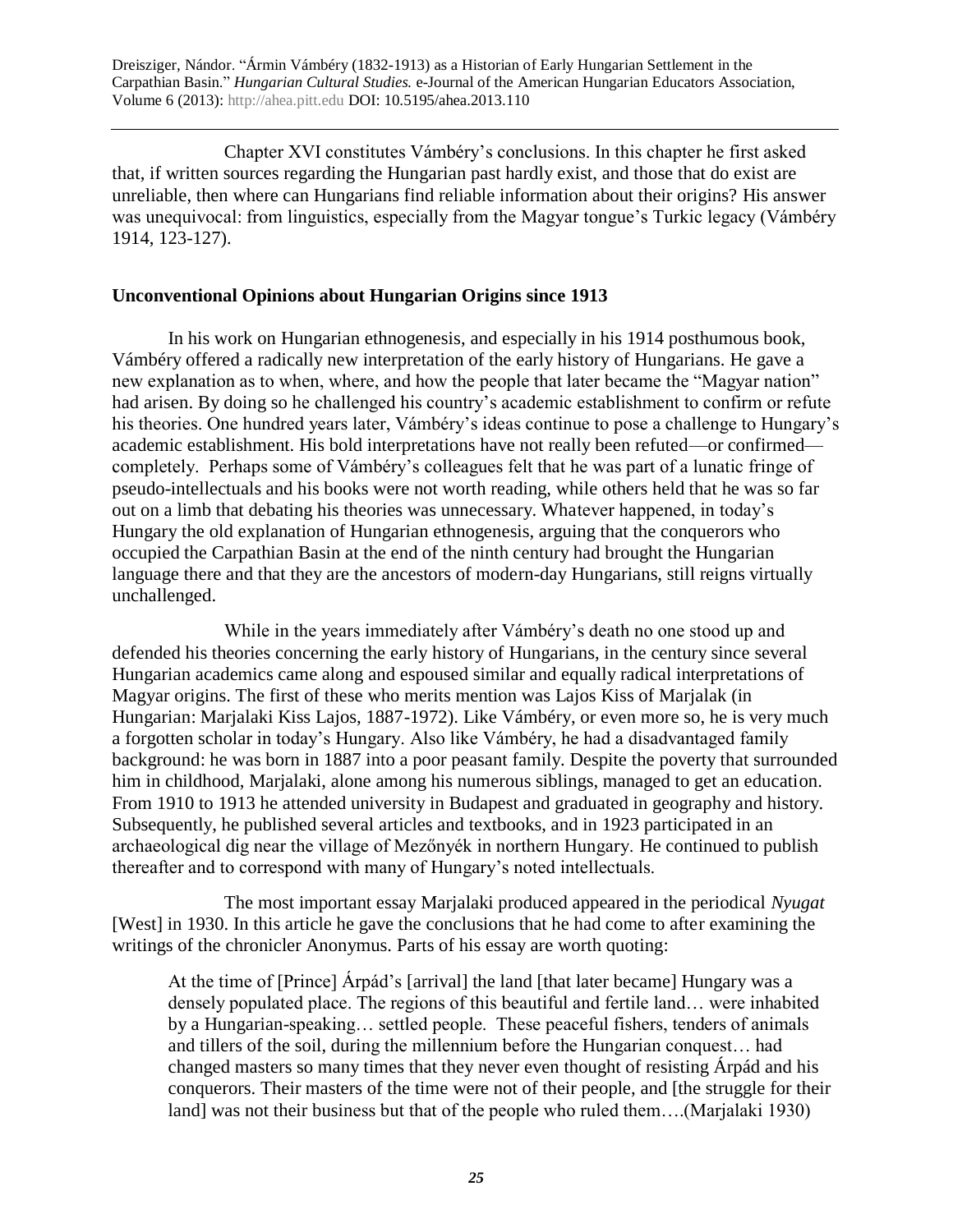Chapter XVI constitutes Vámbéry's conclusions. In this chapter he first asked that, if written sources regarding the Hungarian past hardly exist, and those that do exist are unreliable, then where can Hungarians find reliable information about their origins? His answer was unequivocal: from linguistics, especially from the Magyar tongue's Turkic legacy (Vámbéry 1914, 123-127).

## Unconventional Opinions about Hungarian Origins since 1913

In his work on Hungarian ethnogenesis, and especially in his 1914 posthumous book, Vámbéry offered a radically new interpretation of the early history of Hungarians. He gave a new explanation as to when, where, and how the people that later became the "Magyar nation" had arisen. By doing so he challenged his country's academic establishment to confirm or refute his theories. One hundred years later, Vámbéry's ideas continue to pose a challenge to Hungary's academic establishment. His bold interpretations have not really been refuted—or confirmed—completely. Perhaps some of Vámbéry's colleagues felt that he was part of a lunatic fringe of pseudo-intellectuals and his books were not worth reading, while others held that he was so far out on a limb that debating his theories was unnecessary. Whatever happened, in today's Hungary the old explanation of Hungarian ethnogenesis, arguing that the conquerors who occupied the Carpathian Basin at the end of the ninth century had brought the Hungarian language there and that they are the ancestors of modern-day Hungarians, still reigns virtually unchallenged.

While in the years immediately after Vámbéry's death no one stood up and defended his theories concerning the early history of Hungarians, in the century since several Hungarian academics came along and espoused similar and equally radical interpretations of Magyar origins. The first of these who merits mention was Lajos Kiss of Marjalak (in Hungarian: Marjalaki Kiss Lajos, 1887-1972). Like Vámbéry, or even more so, he is very much a forgotten scholar in today's Hungary. Also like Vámbéry, he had a disadvantaged family background: he was born in 1887 into a poor peasant family. Despite the poverty that surrounded him in childhood, Marjalaki, alone among his numerous siblings, managed to get an education. From 1910 to 1913 he attended university in Budapest and graduated in geography and history. Subsequently, he published several articles and textbooks, and in 1923 participated in an archaeological dig near the village of Mezőnyék in northern Hungary. He continued to publish thereafter and to correspond with many of Hungary's noted intellectuals.

The most important essay Marjalaki produced appeared in the periodical *Nyugat* [West] in 1930. In this article he gave the conclusions that he had come to after examining the writings of the chronicler Anonymus. Parts of his essay are worth quoting:

> At the time of [Prince] Árpád's [arrival] the land [that later became] Hungary was a densely populated place. The regions of this beautiful and fertile land… were inhabited by a Hungarian-speaking… settled people. These peaceful fishers, tenders of animals and tillers of the soil, during the millennium before the Hungarian conquest… had changed masters so many times that they never even thought of resisting Árpád and his conquerors. Their masters of the time were not of their people, and [the struggle for their land] was not their business but that of the people who ruled them….(Marjalaki 1930)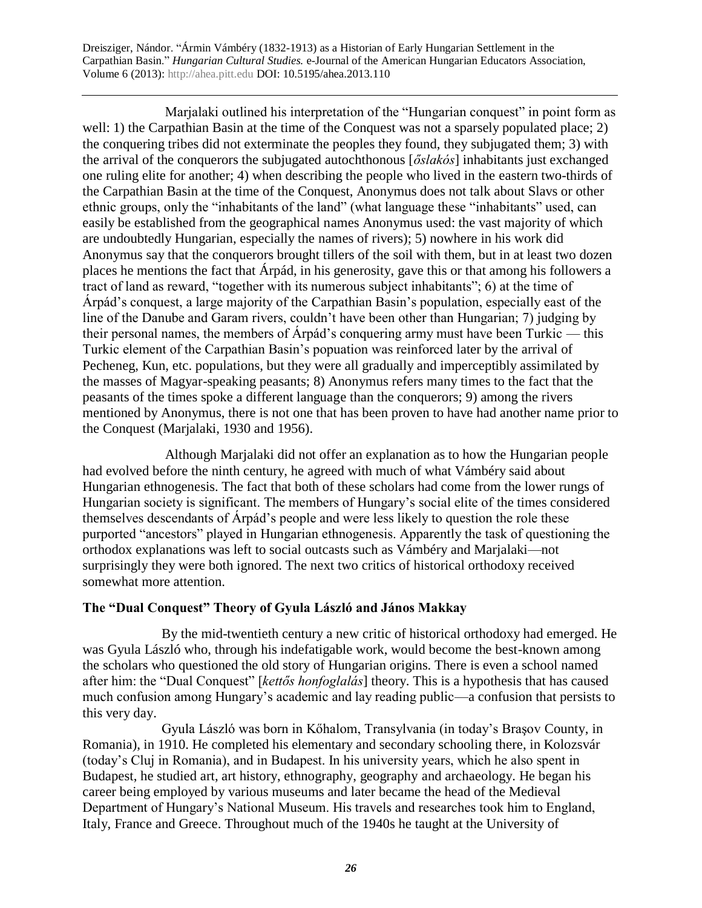Marjalaki outlined his interpretation of the "Hungarian conquest" in point form as well: 1) the Carpathian Basin at the time of the Conquest was not a sparsely populated place; 2) the conquering tribes did not exterminate the peoples they found, they subjugated them; 3) with the arrival of the conquerors the subjugated autochthonous [*őslakós*] inhabitants just exchanged one ruling elite for another; 4) when describing the people who lived in the eastern two-thirds of the Carpathian Basin at the time of the Conquest, Anonymus does not talk about Slavs or other ethnic groups, only the "inhabitants of the land" (what language these "inhabitants" used, can easily be established from the geographical names Anonymus used: the vast majority of which are undoubtedly Hungarian, especially the names of rivers); 5) nowhere in his work did Anonymus say that the conquerors brought tillers of the soil with them, but in at least two dozen places he mentions the fact that Árpád, in his generosity, gave this or that among his followers a tract of land as reward, "together with its numerous subject inhabitants"; 6) at the time of Árpád's conquest, a large majority of the Carpathian Basin's population, especially east of the line of the Danube and Garam rivers, couldn't have been other than Hungarian; 7) judging by their personal names, the members of Árpád's conquering army must have been Turkic — this Turkic element of the Carpathian Basin's popuation was reinforced later by the arrival of Pecheneg, Kun, etc. populations, but they were all gradually and imperceptibly assimilated by the masses of Magyar-speaking peasants; 8) Anonymus refers many times to the fact that the peasants of the times spoke a different language than the conquerors; 9) among the rivers mentioned by Anonymus, there is not one that has been proven to have had another name prior to the Conquest (Marjalaki, 1930 and 1956).

Although Marjalaki did not offer an explanation as to how the Hungarian people had evolved before the ninth century, he agreed with much of what Vámbéry said about Hungarian ethnogenesis. The fact that both of these scholars had come from the lower rungs of Hungarian society is significant. The members of Hungary's social elite of the times considered themselves descendants of Árpád's people and were less likely to question the role these purported "ancestors" played in Hungarian ethnogenesis. Apparently the task of questioning the orthodox explanations was left to social outcasts such as Vámbéry and Marjalaki—not surprisingly they were both ignored. The next two critics of historical orthodoxy received somewhat more attention.

### The "Dual Conquest" Theory of Gyula László and János Makkay

By the mid-twentieth century a new critic of historical orthodoxy had emerged. He was Gyula László who, through his indefatigable work, would become the best-known among the scholars who questioned the old story of Hungarian origins. There is even a school named after him: the "Dual Conquest" [*kettős honfoglalás*] theory. This is a hypothesis that has caused much confusion among Hungary's academic and lay reading public—a confusion that persists to this very day.

Gyula László was born in Kőhalom, Transylvania (in today's Brașov County, in Romania), in 1910. He completed his elementary and secondary schooling there, in Kolozsvár (today's Cluj in Romania), and in Budapest. In his university years, which he also spent in Budapest, he studied art, art history, ethnography, geography and archaeology. He began his career being employed by various museums and later became the head of the Medieval Department of Hungary's National Museum. His travels and researches took him to England, Italy, France and Greece. Throughout much of the 1940s he taught at the University of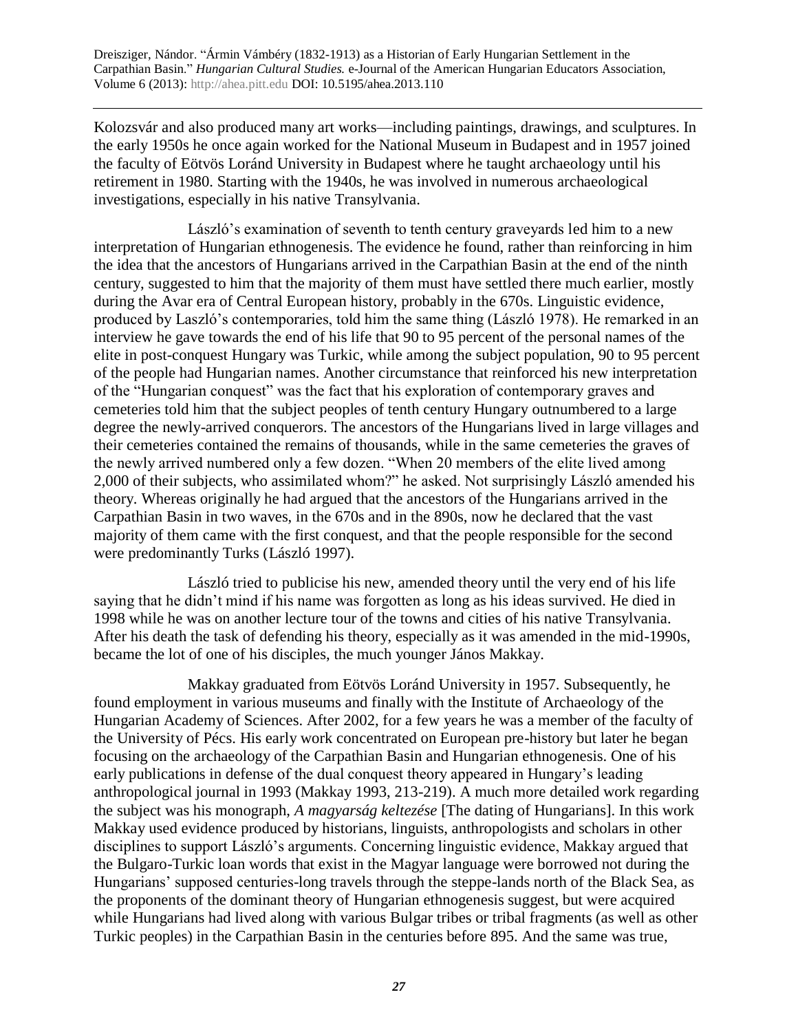Kolozsvár and also produced many art works—including paintings, drawings, and sculptures. In the early 1950s he once again worked for the National Museum in Budapest and in 1957 joined the faculty of Eötvös Loránd University in Budapest where he taught archaeology until his retirement in 1980. Starting with the 1940s, he was involved in numerous archaeological investigations, especially in his native Transylvania.

László's examination of seventh to tenth century graveyards led him to a new interpretation of Hungarian ethnogenesis. The evidence he found, rather than reinforcing in him the idea that the ancestors of Hungarians arrived in the Carpathian Basin at the end of the ninth century, suggested to him that the majority of them must have settled there much earlier, mostly during the Avar era of Central European history, probably in the 670s. Linguistic evidence, produced by Laszló's contemporaries, told him the same thing (László 1978). He remarked in an interview he gave towards the end of his life that 90 to 95 percent of the personal names of the elite in post-conquest Hungary was Turkic, while among the subject population, 90 to 95 percent of the people had Hungarian names. Another circumstance that reinforced his new interpretation of the "Hungarian conquest" was the fact that his exploration of contemporary graves and cemeteries told him that the subject peoples of tenth century Hungary outnumbered to a large degree the newly-arrived conquerors. The ancestors of the Hungarians lived in large villages and their cemeteries contained the remains of thousands, while in the same cemeteries the graves of the newly arrived numbered only a few dozen. "When 20 members of the elite lived among 2,000 of their subjects, who assimilated whom?" he asked. Not surprisingly László amended his theory. Whereas originally he had argued that the ancestors of the Hungarians arrived in the Carpathian Basin in two waves, in the 670s and in the 890s, now he declared that the vast majority of them came with the first conquest, and that the people responsible for the second were predominantly Turks (László 1997).

László tried to publicise his new, amended theory until the very end of his life saying that he didn't mind if his name was forgotten as long as his ideas survived. He died in 1998 while he was on another lecture tour of the towns and cities of his native Transylvania. After his death the task of defending his theory, especially as it was amended in the mid-1990s, became the lot of one of his disciples, the much younger János Makkay.

Makkay graduated from Eötvös Loránd University in 1957. Subsequently, he found employment in various museums and finally with the Institute of Archaeology of the Hungarian Academy of Sciences. After 2002, for a few years he was a member of the faculty of the University of Pécs. His early work concentrated on European pre-history but later he began focusing on the archaeology of the Carpathian Basin and Hungarian ethnogenesis. One of his early publications in defense of the dual conquest theory appeared in Hungary's leading anthropological journal in 1993 (Makkay 1993, 213-219). A much more detailed work regarding the subject was his monograph, *A magyarság keltezése* [The dating of Hungarians]. In this work Makkay used evidence produced by historians, linguists, anthropologists and scholars in other disciplines to support László's arguments. Concerning linguistic evidence, Makkay argued that the Bulgaro-Turkic loan words that exist in the Magyar language were borrowed not during the Hungarians' supposed centuries-long travels through the steppe-lands north of the Black Sea, as the proponents of the dominant theory of Hungarian ethnogenesis suggest, but were acquired while Hungarians had lived along with various Bulgar tribes or tribal fragments (as well as other Turkic peoples) in the Carpathian Basin in the centuries before 895. And the same was true,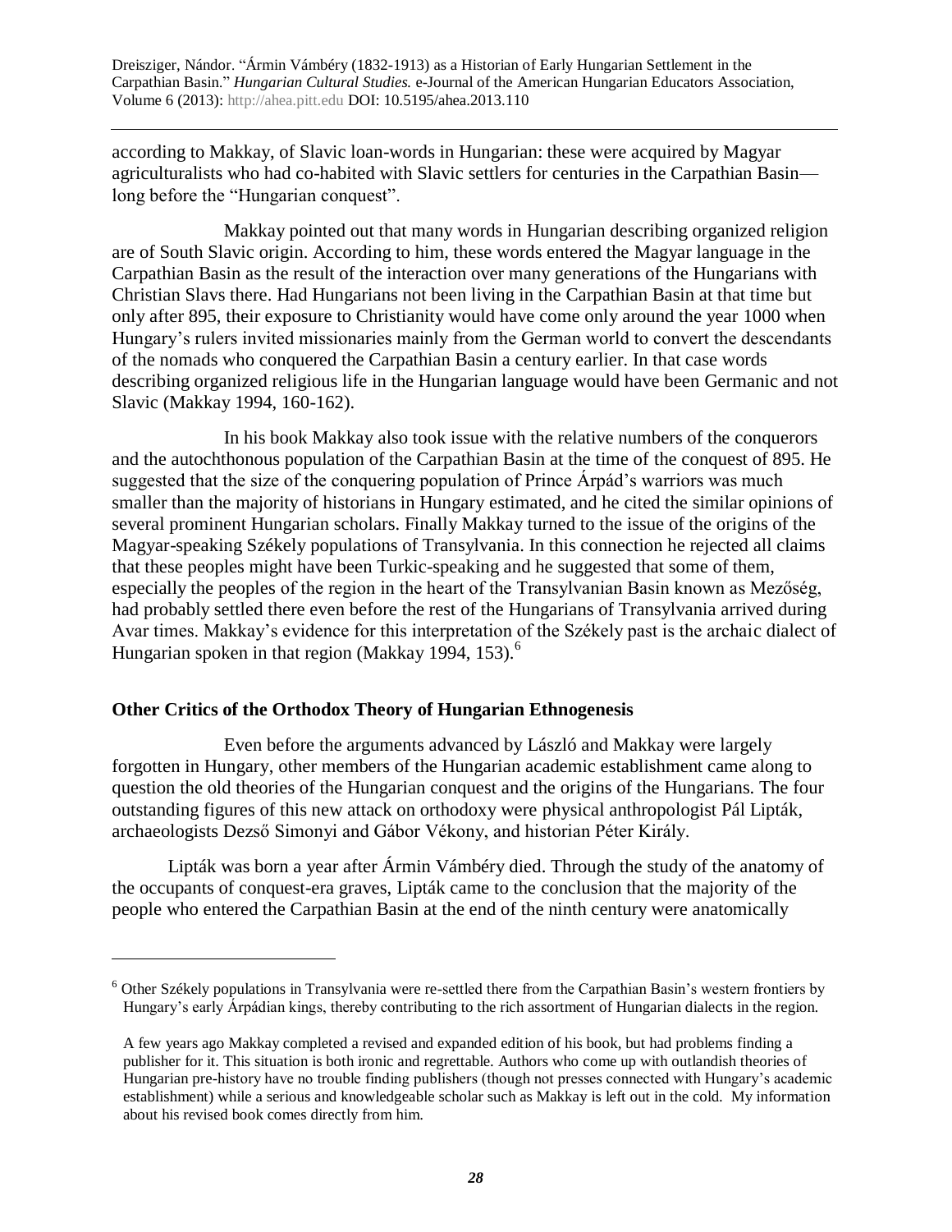according to Makkay, of Slavic loan-words in Hungarian: these were acquired by Magyar agriculturalists who had co-habited with Slavic settlers for centuries in the Carpathian Basin—long before the "Hungarian conquest".

Makkay pointed out that many words in Hungarian describing organized religion are of South Slavic origin. According to him, these words entered the Magyar language in the Carpathian Basin as the result of the interaction over many generations of the Hungarians with Christian Slavs there. Had Hungarians not been living in the Carpathian Basin at that time but only after 895, their exposure to Christianity would have come only around the year 1000 when Hungary's rulers invited missionaries mainly from the German world to convert the descendants of the nomads who conquered the Carpathian Basin a century earlier. In that case words describing organized religious life in the Hungarian language would have been Germanic and not Slavic (Makkay 1994, 160-162).

In his book Makkay also took issue with the relative numbers of the conquerors and the autochthonous population of the Carpathian Basin at the time of the conquest of 895. He suggested that the size of the conquering population of Prince Árpád's warriors was much smaller than the majority of historians in Hungary estimated, and he cited the similar opinions of several prominent Hungarian scholars. Finally Makkay turned to the issue of the origins of the Magyar-speaking Székely populations of Transylvania. In this connection he rejected all claims that these peoples might have been Turkic-speaking and he suggested that some of them, especially the peoples of the region in the heart of the Transylvanian Basin known as Mezőség, had probably settled there even before the rest of the Hungarians of Transylvania arrived during Avar times. Makkay's evidence for this interpretation of the Székely past is the archaic dialect of Hungarian spoken in that region (Makkay 1994, 153).[6]

## Other Critics of the Orthodox Theory of Hungarian Ethnogenesis

Even before the arguments advanced by László and Makkay were largely forgotten in Hungary, other members of the Hungarian academic establishment came along to question the old theories of the Hungarian conquest and the origins of the Hungarians. The four outstanding figures of this new attack on orthodoxy were physical anthropologist Pál Lipták, archaeologists Dezső Simonyi and Gábor Vékony, and historian Péter Király.

Lipták was born a year after Ármin Vámbéry died. Through the study of the anatomy of the occupants of conquest-era graves, Lipták came to the conclusion that the majority of the people who entered the Carpathian Basin at the end of the ninth century were anatomically

---

[6] Other Székely populations in Transylvania were re-settled there from the Carpathian Basin's western frontiers by Hungary's early Árpádian kings, thereby contributing to the rich assortment of Hungarian dialects in the region.

A few years ago Makkay completed a revised and expanded edition of his book, but had problems finding a publisher for it. This situation is both ironic and regrettable. Authors who come up with outlandish theories of Hungarian pre-history have no trouble finding publishers (though not presses connected with Hungary's academic establishment) while a serious and knowledgeable scholar such as Makkay is left out in the cold. My information about his revised book comes directly from him.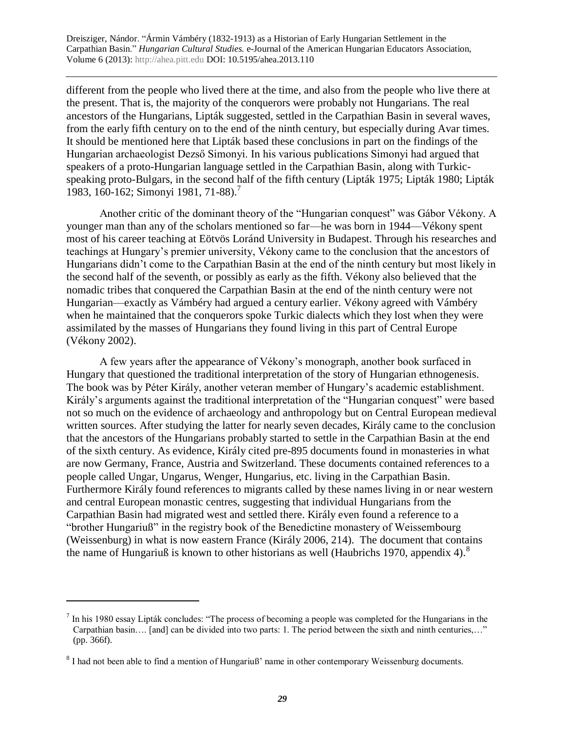different from the people who lived there at the time, and also from the people who live there at the present. That is, the majority of the conquerors were probably not Hungarians. The real ancestors of the Hungarians, Lipták suggested, settled in the Carpathian Basin in several waves, from the early fifth century on to the end of the ninth century, but especially during Avar times. It should be mentioned here that Lipták based these conclusions in part on the findings of the Hungarian archaeologist Dezső Simonyi. In his various publications Simonyi had argued that speakers of a proto-Hungarian language settled in the Carpathian Basin, along with Turkic-speaking proto-Bulgars, in the second half of the fifth century (Lipták 1975; Lipták 1980; Lipták 1983, 160-162; Simonyi 1981, 71-88).[7]

Another critic of the dominant theory of the "Hungarian conquest" was Gábor Vékony. A younger man than any of the scholars mentioned so far—he was born in 1944—Vékony spent most of his career teaching at Eötvös Loránd University in Budapest. Through his researches and teachings at Hungary's premier university, Vékony came to the conclusion that the ancestors of Hungarians didn't come to the Carpathian Basin at the end of the ninth century but most likely in the second half of the seventh, or possibly as early as the fifth. Vékony also believed that the nomadic tribes that conquered the Carpathian Basin at the end of the ninth century were not Hungarian—exactly as Vámbéry had argued a century earlier. Vékony agreed with Vámbéry when he maintained that the conquerors spoke Turkic dialects which they lost when they were assimilated by the masses of Hungarians they found living in this part of Central Europe (Vékony 2002).

A few years after the appearance of Vékony's monograph, another book surfaced in Hungary that questioned the traditional interpretation of the story of Hungarian ethnogenesis. The book was by Péter Király, another veteran member of Hungary's academic establishment. Király's arguments against the traditional interpretation of the "Hungarian conquest" were based not so much on the evidence of archaeology and anthropology but on Central European medieval written sources. After studying the latter for nearly seven decades, Király came to the conclusion that the ancestors of the Hungarians probably started to settle in the Carpathian Basin at the end of the sixth century. As evidence, Király cited pre-895 documents found in monasteries in what are now Germany, France, Austria and Switzerland. These documents contained references to a people called Ungar, Ungarus, Wenger, Hungarius, etc. living in the Carpathian Basin. Furthermore Király found references to migrants called by these names living in or near western and central European monastic centres, suggesting that individual Hungarians from the Carpathian Basin had migrated west and settled there. Király even found a reference to a "brother Hungariuß" in the registry book of the Benedictine monastery of Weissembourg (Weissenburg) in what is now eastern France (Király 2006, 214). The document that contains the name of Hungariuß is known to other historians as well (Haubrichs 1970, appendix 4).[8]

---

[7] In his 1980 essay Lipták concludes: "The process of becoming a people was completed for the Hungarians in the Carpathian basin…. [and] can be divided into two parts: 1. The period between the sixth and ninth centuries,…" (pp. 366f).

[8] I had not been able to find a mention of Hungariuß' name in other contemporary Weissenburg documents.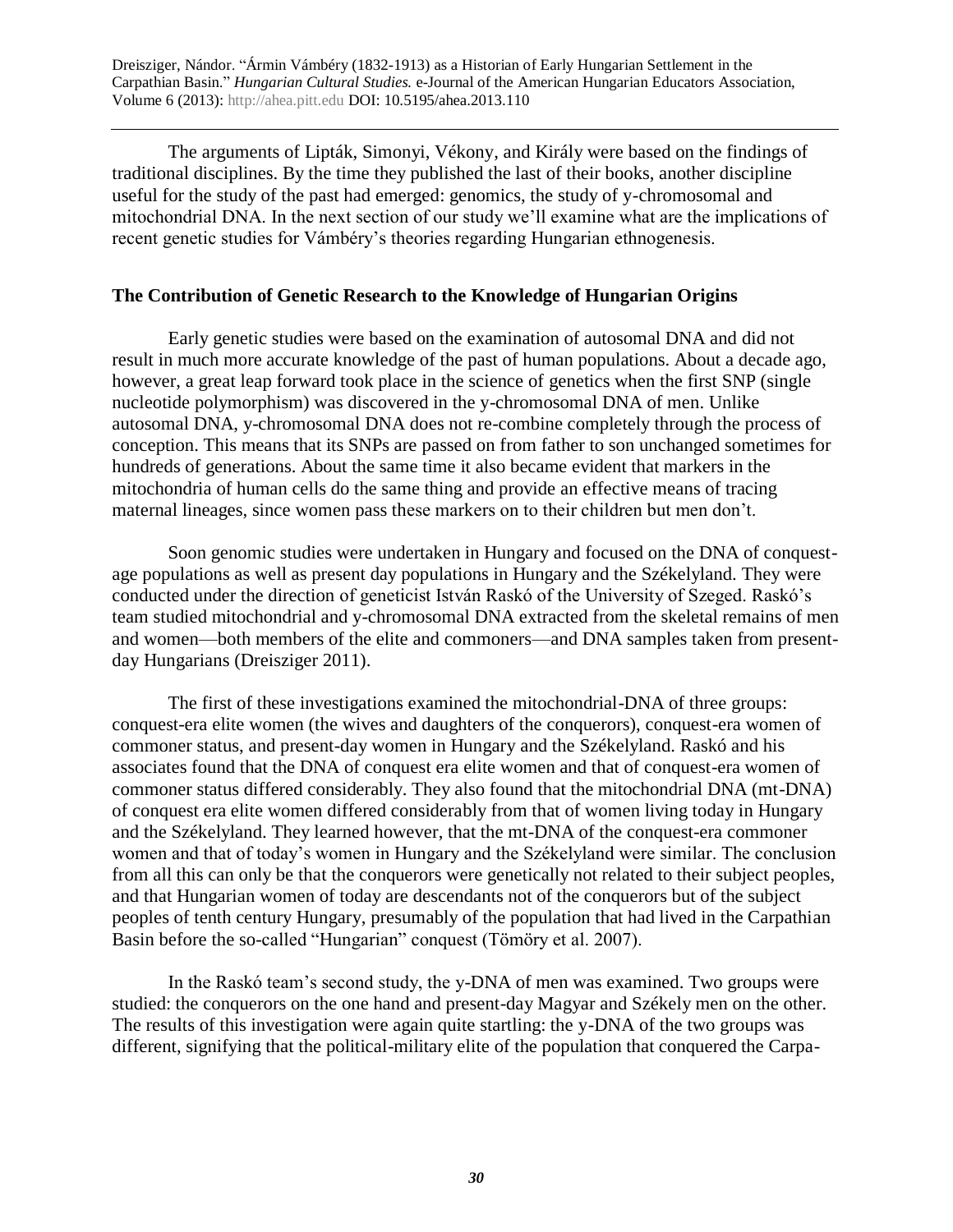The arguments of Lipták, Simonyi, Vékony, and Király were based on the findings of traditional disciplines. By the time they published the last of their books, another discipline useful for the study of the past had emerged: genomics, the study of y-chromosomal and mitochondrial DNA. In the next section of our study we'll examine what are the implications of recent genetic studies for Vámbéry's theories regarding Hungarian ethnogenesis.

## The Contribution of Genetic Research to the Knowledge of Hungarian Origins

Early genetic studies were based on the examination of autosomal DNA and did not result in much more accurate knowledge of the past of human populations. About a decade ago, however, a great leap forward took place in the science of genetics when the first SNP (single nucleotide polymorphism) was discovered in the y-chromosomal DNA of men. Unlike autosomal DNA, y-chromosomal DNA does not re-combine completely through the process of conception. This means that its SNPs are passed on from father to son unchanged sometimes for hundreds of generations. About the same time it also became evident that markers in the mitochondria of human cells do the same thing and provide an effective means of tracing maternal lineages, since women pass these markers on to their children but men don't.

Soon genomic studies were undertaken in Hungary and focused on the DNA of conquest-age populations as well as present day populations in Hungary and the Székelyland. They were conducted under the direction of geneticist István Raskó of the University of Szeged. Raskó's team studied mitochondrial and y-chromosomal DNA extracted from the skeletal remains of men and women—both members of the elite and commoners—and DNA samples taken from present-day Hungarians (Dreisziger 2011).

The first of these investigations examined the mitochondrial-DNA of three groups: conquest-era elite women (the wives and daughters of the conquerors), conquest-era women of commoner status, and present-day women in Hungary and the Székelyland. Raskó and his associates found that the DNA of conquest era elite women and that of conquest-era women of commoner status differed considerably. They also found that the mitochondrial DNA (mt-DNA) of conquest era elite women differed considerably from that of women living today in Hungary and the Székelyland. They learned however, that the mt-DNA of the conquest-era commoner women and that of today's women in Hungary and the Székelyland were similar. The conclusion from all this can only be that the conquerors were genetically not related to their subject peoples, and that Hungarian women of today are descendants not of the conquerors but of the subject peoples of tenth century Hungary, presumably of the population that had lived in the Carpathian Basin before the so-called "Hungarian" conquest (Tömöry et al. 2007).

In the Raskó team's second study, the y-DNA of men was examined. Two groups were studied: the conquerors on the one hand and present-day Magyar and Székely men on the other. The results of this investigation were again quite startling: the y-DNA of the two groups was different, signifying that the political-military elite of the population that conquered the Carpa-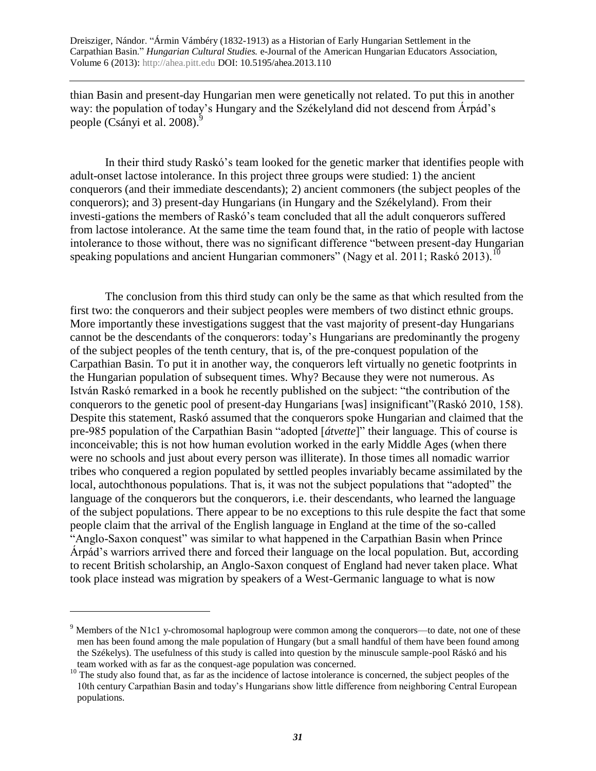thian Basin and present-day Hungarian men were genetically not related. To put this in another way: the population of today's Hungary and the Székelyland did not descend from Árpád's people (Csányi et al. 2008).[9]

In their third study Raskó's team looked for the genetic marker that identifies people with adult-onset lactose intolerance. In this project three groups were studied: 1) the ancient conquerors (and their immediate descendants); 2) ancient commoners (the subject peoples of the conquerors); and 3) present-day Hungarians (in Hungary and the Székelyland). From their investi-gations the members of Raskó's team concluded that all the adult conquerors suffered from lactose intolerance. At the same time the team found that, in the ratio of people with lactose intolerance to those without, there was no significant difference "between present-day Hungarian speaking populations and ancient Hungarian commoners" (Nagy et al. 2011; Raskó 2013).[10]

The conclusion from this third study can only be the same as that which resulted from the first two: the conquerors and their subject peoples were members of two distinct ethnic groups. More importantly these investigations suggest that the vast majority of present-day Hungarians cannot be the descendants of the conquerors: today's Hungarians are predominantly the progeny of the subject peoples of the tenth century, that is, of the pre-conquest population of the Carpathian Basin. To put it in another way, the conquerors left virtually no genetic footprints in the Hungarian population of subsequent times. Why? Because they were not numerous. As István Raskó remarked in a book he recently published on the subject: "the contribution of the conquerors to the genetic pool of present-day Hungarians [was] insignificant"(Raskó 2010, 158). Despite this statement, Raskó assumed that the conquerors spoke Hungarian and claimed that the pre-985 population of the Carpathian Basin "adopted [*átvette*]" their language. This of course is inconceivable; this is not how human evolution worked in the early Middle Ages (when there were no schools and just about every person was illiterate). In those times all nomadic warrior tribes who conquered a region populated by settled peoples invariably became assimilated by the local, autochthonous populations. That is, it was not the subject populations that "adopted" the language of the conquerors but the conquerors, i.e. their descendants, who learned the language of the subject populations. There appear to be no exceptions to this rule despite the fact that some people claim that the arrival of the English language in England at the time of the so-called "Anglo-Saxon conquest" was similar to what happened in the Carpathian Basin when Prince Árpád's warriors arrived there and forced their language on the local population. But, according to recent British scholarship, an Anglo-Saxon conquest of England had never taken place. What took place instead was migration by speakers of a West-Germanic language to what is now

---

[9] Members of the N1c1 y-chromosomal haplogroup were common among the conquerors—to date, not one of these men has been found among the male population of Hungary (but a small handful of them have been found among the Székelys). The usefulness of this study is called into question by the minuscule sample-pool Ráskó and his team worked with as far as the conquest-age population was concerned.

[10] The study also found that, as far as the incidence of lactose intolerance is concerned, the subject peoples of the 10th century Carpathian Basin and today's Hungarians show little difference from neighboring Central European populations.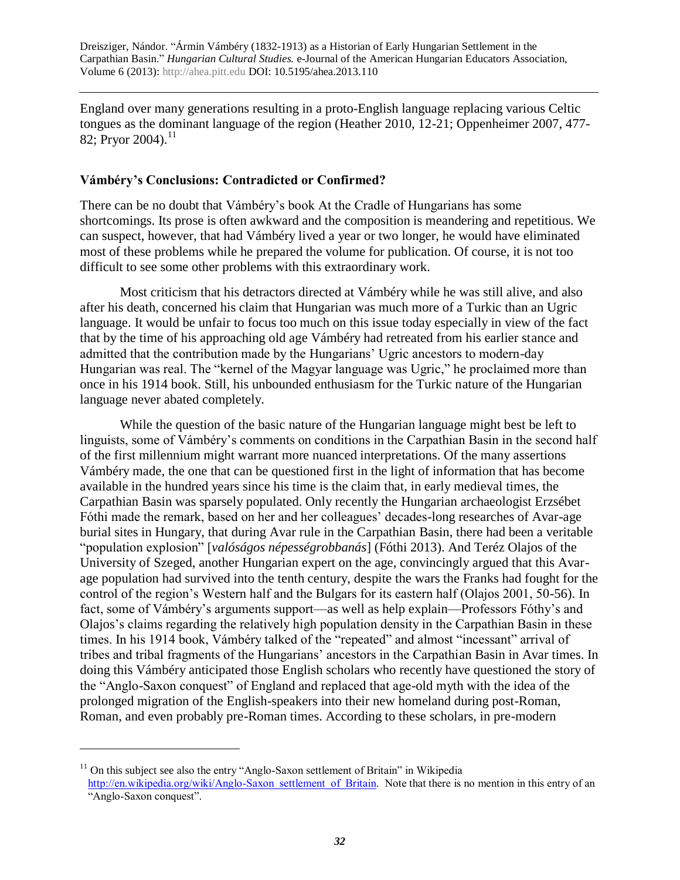England over many generations resulting in a proto-English language replacing various Celtic tongues as the dominant language of the region (Heather 2010, 12-21; Oppenheimer 2007, 477-82; Pryor 2004).[11]

## Vámbéry's Conclusions: Contradicted or Confirmed?

There can be no doubt that Vámbéry's book At the Cradle of Hungarians has some shortcomings. Its prose is often awkward and the composition is meandering and repetitious. We can suspect, however, that had Vámbéry lived a year or two longer, he would have eliminated most of these problems while he prepared the volume for publication. Of course, it is not too difficult to see some other problems with this extraordinary work.

Most criticism that his detractors directed at Vámbéry while he was still alive, and also after his death, concerned his claim that Hungarian was much more of a Turkic than an Ugric language. It would be unfair to focus too much on this issue today especially in view of the fact that by the time of his approaching old age Vámbéry had retreated from his earlier stance and admitted that the contribution made by the Hungarians' Ugric ancestors to modern-day Hungarian was real. The "kernel of the Magyar language was Ugric," he proclaimed more than once in his 1914 book. Still, his unbounded enthusiasm for the Turkic nature of the Hungarian language never abated completely.

While the question of the basic nature of the Hungarian language might best be left to linguists, some of Vámbéry's comments on conditions in the Carpathian Basin in the second half of the first millennium might warrant more nuanced interpretations. Of the many assertions Vámbéry made, the one that can be questioned first in the light of information that has become available in the hundred years since his time is the claim that, in early medieval times, the Carpathian Basin was sparsely populated. Only recently the Hungarian archaeologist Erzsébet Fóthi made the remark, based on her and her colleagues' decades-long researches of Avar-age burial sites in Hungary, that during Avar rule in the Carpathian Basin, there had been a veritable "population explosion" [*valóságos népességrobbanás*] (Fóthi 2013). And Teréz Olajos of the University of Szeged, another Hungarian expert on the age, convincingly argued that this Avar-age population had survived into the tenth century, despite the wars the Franks had fought for the control of the region's Western half and the Bulgars for its eastern half (Olajos 2001, 50-56). In fact, some of Vámbéry's arguments support—as well as help explain—Professors Fóthy's and Olajos's claims regarding the relatively high population density in the Carpathian Basin in these times. In his 1914 book, Vámbéry talked of the "repeated" and almost "incessant" arrival of tribes and tribal fragments of the Hungarians' ancestors in the Carpathian Basin in Avar times. In doing this Vámbéry anticipated those English scholars who recently have questioned the story of the "Anglo-Saxon conquest" of England and replaced that age-old myth with the idea of the prolonged migration of the English-speakers into their new homeland during post-Roman, Roman, and even probably pre-Roman times. According to these scholars, in pre-modern

---

[11] On this subject see also the entry "Anglo-Saxon settlement of Britain" in Wikipedia http://en.wikipedia.org/wiki/Anglo-Saxon_settlement_of_Britain. Note that there is no mention in this entry of an "Anglo-Saxon conquest".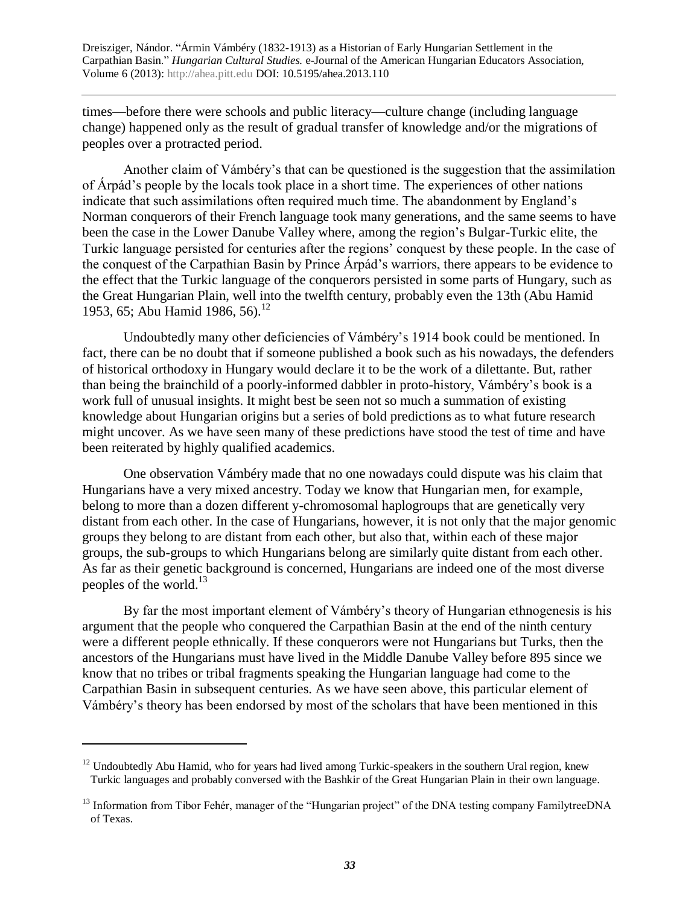times—before there were schools and public literacy—culture change (including language change) happened only as the result of gradual transfer of knowledge and/or the migrations of peoples over a protracted period.

Another claim of Vámbéry's that can be questioned is the suggestion that the assimilation of Árpád's people by the locals took place in a short time. The experiences of other nations indicate that such assimilations often required much time. The abandonment by England's Norman conquerors of their French language took many generations, and the same seems to have been the case in the Lower Danube Valley where, among the region's Bulgar-Turkic elite, the Turkic language persisted for centuries after the regions' conquest by these people. In the case of the conquest of the Carpathian Basin by Prince Árpád's warriors, there appears to be evidence to the effect that the Turkic language of the conquerors persisted in some parts of Hungary, such as the Great Hungarian Plain, well into the twelfth century, probably even the 13th (Abu Hamid 1953, 65; Abu Hamid 1986, 56).[12]

Undoubtedly many other deficiencies of Vámbéry's 1914 book could be mentioned. In fact, there can be no doubt that if someone published a book such as his nowadays, the defenders of historical orthodoxy in Hungary would declare it to be the work of a dilettante. But, rather than being the brainchild of a poorly-informed dabbler in proto-history, Vámbéry's book is a work full of unusual insights. It might best be seen not so much a summation of existing knowledge about Hungarian origins but a series of bold predictions as to what future research might uncover. As we have seen many of these predictions have stood the test of time and have been reiterated by highly qualified academics.

One observation Vámbéry made that no one nowadays could dispute was his claim that Hungarians have a very mixed ancestry. Today we know that Hungarian men, for example, belong to more than a dozen different y-chromosomal haplogroups that are genetically very distant from each other. In the case of Hungarians, however, it is not only that the major genomic groups they belong to are distant from each other, but also that, within each of these major groups, the sub-groups to which Hungarians belong are similarly quite distant from each other. As far as their genetic background is concerned, Hungarians are indeed one of the most diverse peoples of the world.[13]

By far the most important element of Vámbéry's theory of Hungarian ethnogenesis is his argument that the people who conquered the Carpathian Basin at the end of the ninth century were a different people ethnically. If these conquerors were not Hungarians but Turks, then the ancestors of the Hungarians must have lived in the Middle Danube Valley before 895 since we know that no tribes or tribal fragments speaking the Hungarian language had come to the Carpathian Basin in subsequent centuries. As we have seen above, this particular element of Vámbéry's theory has been endorsed by most of the scholars that have been mentioned in this

---

[12] Undoubtedly Abu Hamid, who for years had lived among Turkic-speakers in the southern Ural region, knew Turkic languages and probably conversed with the Bashkir of the Great Hungarian Plain in their own language.

[13] Information from Tibor Fehér, manager of the "Hungarian project" of the DNA testing company FamilytreeDNA of Texas.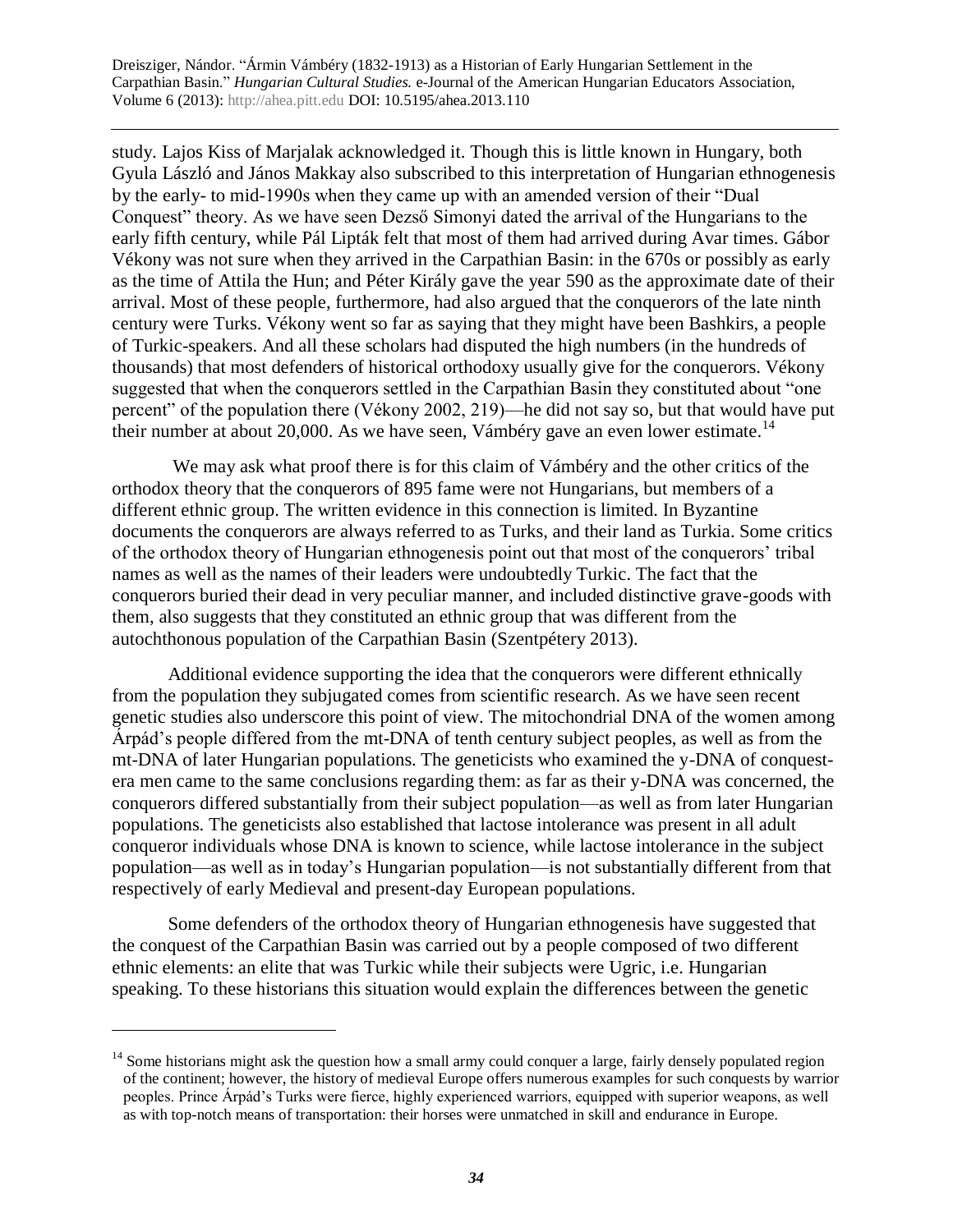study. Lajos Kiss of Marjalak acknowledged it. Though this is little known in Hungary, both Gyula László and János Makkay also subscribed to this interpretation of Hungarian ethnogenesis by the early- to mid-1990s when they came up with an amended version of their "Dual Conquest" theory. As we have seen Dezső Simonyi dated the arrival of the Hungarians to the early fifth century, while Pál Lipták felt that most of them had arrived during Avar times. Gábor Vékony was not sure when they arrived in the Carpathian Basin: in the 670s or possibly as early as the time of Attila the Hun; and Péter Király gave the year 590 as the approximate date of their arrival. Most of these people, furthermore, had also argued that the conquerors of the late ninth century were Turks. Vékony went so far as saying that they might have been Bashkirs, a people of Turkic-speakers. And all these scholars had disputed the high numbers (in the hundreds of thousands) that most defenders of historical orthodoxy usually give for the conquerors. Vékony suggested that when the conquerors settled in the Carpathian Basin they constituted about "one percent" of the population there (Vékony 2002, 219)—he did not say so, but that would have put their number at about 20,000. As we have seen, Vámbéry gave an even lower estimate.[14]

We may ask what proof there is for this claim of Vámbéry and the other critics of the orthodox theory that the conquerors of 895 fame were not Hungarians, but members of a different ethnic group. The written evidence in this connection is limited. In Byzantine documents the conquerors are always referred to as Turks, and their land as Turkia. Some critics of the orthodox theory of Hungarian ethnogenesis point out that most of the conquerors' tribal names as well as the names of their leaders were undoubtedly Turkic. The fact that the conquerors buried their dead in very peculiar manner, and included distinctive grave-goods with them, also suggests that they constituted an ethnic group that was different from the autochthonous population of the Carpathian Basin (Szentpétery 2013).

Additional evidence supporting the idea that the conquerors were different ethnically from the population they subjugated comes from scientific research. As we have seen recent genetic studies also underscore this point of view. The mitochondrial DNA of the women among Árpád's people differed from the mt-DNA of tenth century subject peoples, as well as from the mt-DNA of later Hungarian populations. The geneticists who examined the y-DNA of conquest-era men came to the same conclusions regarding them: as far as their y-DNA was concerned, the conquerors differed substantially from their subject population—as well as from later Hungarian populations. The geneticists also established that lactose intolerance was present in all adult conqueror individuals whose DNA is known to science, while lactose intolerance in the subject population—as well as in today's Hungarian population—is not substantially different from that respectively of early Medieval and present-day European populations.

Some defenders of the orthodox theory of Hungarian ethnogenesis have suggested that the conquest of the Carpathian Basin was carried out by a people composed of two different ethnic elements: an elite that was Turkic while their subjects were Ugric, i.e. Hungarian speaking. To these historians this situation would explain the differences between the genetic

---

[14] Some historians might ask the question how a small army could conquer a large, fairly densely populated region of the continent; however, the history of medieval Europe offers numerous examples for such conquests by warrior peoples. Prince Árpád's Turks were fierce, highly experienced warriors, equipped with superior weapons, as well as with top-notch means of transportation: their horses were unmatched in skill and endurance in Europe.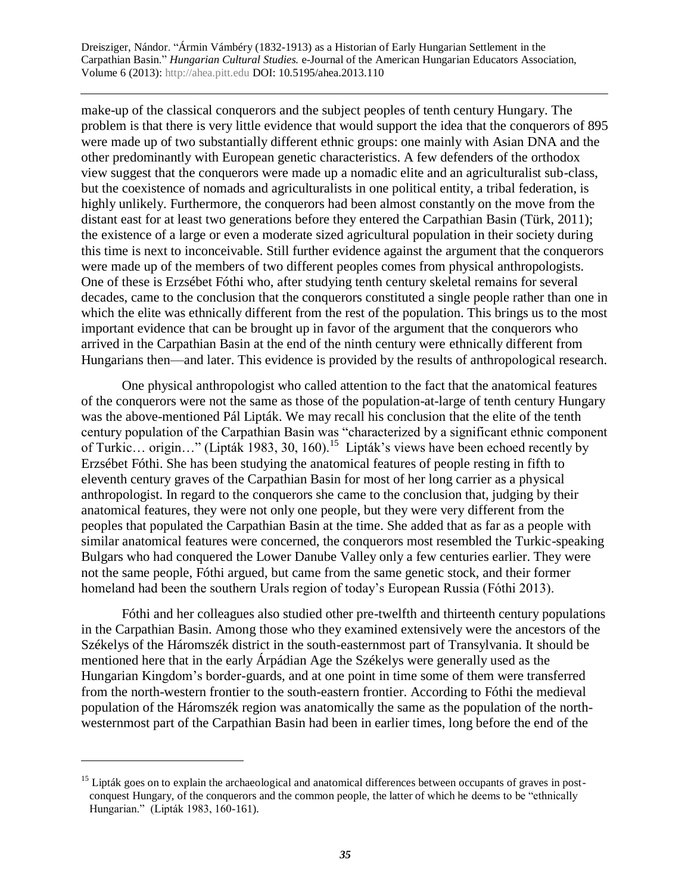make-up of the classical conquerors and the subject peoples of tenth century Hungary. The problem is that there is very little evidence that would support the idea that the conquerors of 895 were made up of two substantially different ethnic groups: one mainly with Asian DNA and the other predominantly with European genetic characteristics. A few defenders of the orthodox view suggest that the conquerors were made up a nomadic elite and an agriculturalist sub-class, but the coexistence of nomads and agriculturalists in one political entity, a tribal federation, is highly unlikely. Furthermore, the conquerors had been almost constantly on the move from the distant east for at least two generations before they entered the Carpathian Basin (Türk, 2011); the existence of a large or even a moderate sized agricultural population in their society during this time is next to inconceivable. Still further evidence against the argument that the conquerors were made up of the members of two different peoples comes from physical anthropologists. One of these is Erzsébet Fóthi who, after studying tenth century skeletal remains for several decades, came to the conclusion that the conquerors constituted a single people rather than one in which the elite was ethnically different from the rest of the population. This brings us to the most important evidence that can be brought up in favor of the argument that the conquerors who arrived in the Carpathian Basin at the end of the ninth century were ethnically different from Hungarians then—and later. This evidence is provided by the results of anthropological research.

One physical anthropologist who called attention to the fact that the anatomical features of the conquerors were not the same as those of the population-at-large of tenth century Hungary was the above-mentioned Pál Lipták. We may recall his conclusion that the elite of the tenth century population of the Carpathian Basin was "characterized by a significant ethnic component of Turkic… origin…" (Lipták 1983, 30, 160).[15] Lipták's views have been echoed recently by Erzsébet Fóthi. She has been studying the anatomical features of people resting in fifth to eleventh century graves of the Carpathian Basin for most of her long carrier as a physical anthropologist. In regard to the conquerors she came to the conclusion that, judging by their anatomical features, they were not only one people, but they were very different from the peoples that populated the Carpathian Basin at the time. She added that as far as a people with similar anatomical features were concerned, the conquerors most resembled the Turkic-speaking Bulgars who had conquered the Lower Danube Valley only a few centuries earlier. They were not the same people, Fóthi argued, but came from the same genetic stock, and their former homeland had been the southern Urals region of today's European Russia (Fóthi 2013).

Fóthi and her colleagues also studied other pre-twelfth and thirteenth century populations in the Carpathian Basin. Among those who they examined extensively were the ancestors of the Székelys of the Háromszék district in the south-easternmost part of Transylvania. It should be mentioned here that in the early Árpádian Age the Székelys were generally used as the Hungarian Kingdom's border-guards, and at one point in time some of them were transferred from the north-western frontier to the south-eastern frontier. According to Fóthi the medieval population of the Háromszék region was anatomically the same as the population of the north-westernmost part of the Carpathian Basin had been in earlier times, long before the end of the

[15] Lipták goes on to explain the archaeological and anatomical differences between occupants of graves in post-conquest Hungary, of the conquerors and the common people, the latter of which he deems to be "ethnically Hungarian." (Lipták 1983, 160-161).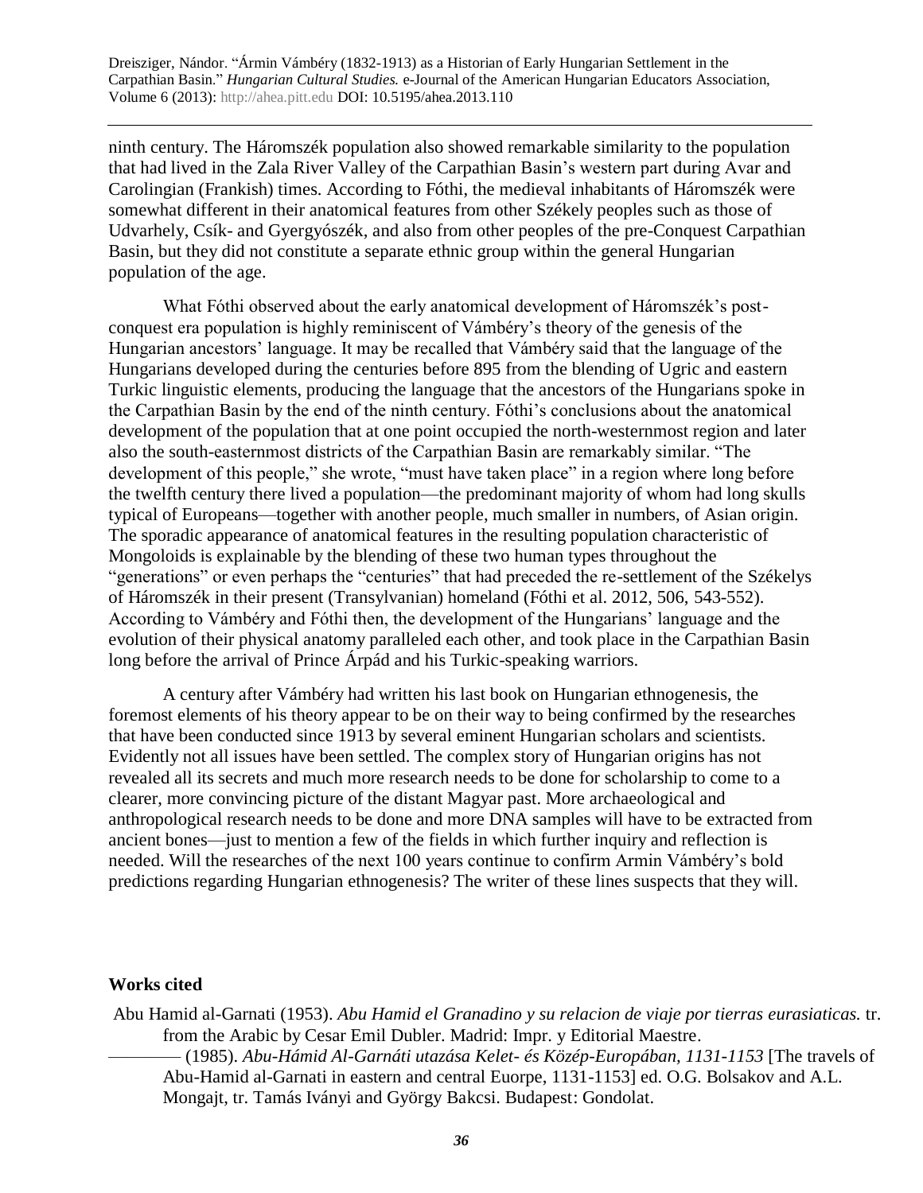ninth century. The Háromszék population also showed remarkable similarity to the population that had lived in the Zala River Valley of the Carpathian Basin's western part during Avar and Carolingian (Frankish) times. According to Fóthi, the medieval inhabitants of Háromszék were somewhat different in their anatomical features from other Székely peoples such as those of Udvarhely, Csík- and Gyergyószék, and also from other peoples of the pre-Conquest Carpathian Basin, but they did not constitute a separate ethnic group within the general Hungarian population of the age.

What Fóthi observed about the early anatomical development of Háromszék's post-conquest era population is highly reminiscent of Vámbéry's theory of the genesis of the Hungarian ancestors' language. It may be recalled that Vámbéry said that the language of the Hungarians developed during the centuries before 895 from the blending of Ugric and eastern Turkic linguistic elements, producing the language that the ancestors of the Hungarians spoke in the Carpathian Basin by the end of the ninth century. Fóthi's conclusions about the anatomical development of the population that at one point occupied the north-westernmost region and later also the south-easternmost districts of the Carpathian Basin are remarkably similar. "The development of this people," she wrote, "must have taken place" in a region where long before the twelfth century there lived a population—the predominant majority of whom had long skulls typical of Europeans—together with another people, much smaller in numbers, of Asian origin. The sporadic appearance of anatomical features in the resulting population characteristic of Mongoloids is explainable by the blending of these two human types throughout the "generations" or even perhaps the "centuries" that had preceded the re-settlement of the Székelys of Háromszék in their present (Transylvanian) homeland (Fóthi et al. 2012, 506, 543-552). According to Vámbéry and Fóthi then, the development of the Hungarians' language and the evolution of their physical anatomy paralleled each other, and took place in the Carpathian Basin long before the arrival of Prince Árpád and his Turkic-speaking warriors.

A century after Vámbéry had written his last book on Hungarian ethnogenesis, the foremost elements of his theory appear to be on their way to being confirmed by the researches that have been conducted since 1913 by several eminent Hungarian scholars and scientists. Evidently not all issues have been settled. The complex story of Hungarian origins has not revealed all its secrets and much more research needs to be done for scholarship to come to a clearer, more convincing picture of the distant Magyar past. More archaeological and anthropological research needs to be done and more DNA samples will have to be extracted from ancient bones—just to mention a few of the fields in which further inquiry and reflection is needed. Will the researches of the next 100 years continue to confirm Armin Vámbéry's bold predictions regarding Hungarian ethnogenesis? The writer of these lines suspects that they will.

## Works cited

Abu Hamid al-Garnati (1953). *Abu Hamid el Granadino y su relacion de viaje por tierras eurasiaticas.* tr. from the Arabic by Cesar Emil Dubler. Madrid: Impr. y Editorial Maestre.

———— (1985). *Abu-Hámid Al-Garnáti utazása Kelet- és Közép-Europában, 1131-1153* [The travels of Abu-Hamid al-Garnati in eastern and central Euorpe, 1131-1153] ed. O.G. Bolsakov and A.L. Mongajt, tr. Tamás Iványi and György Bakcsi. Budapest: Gondolat.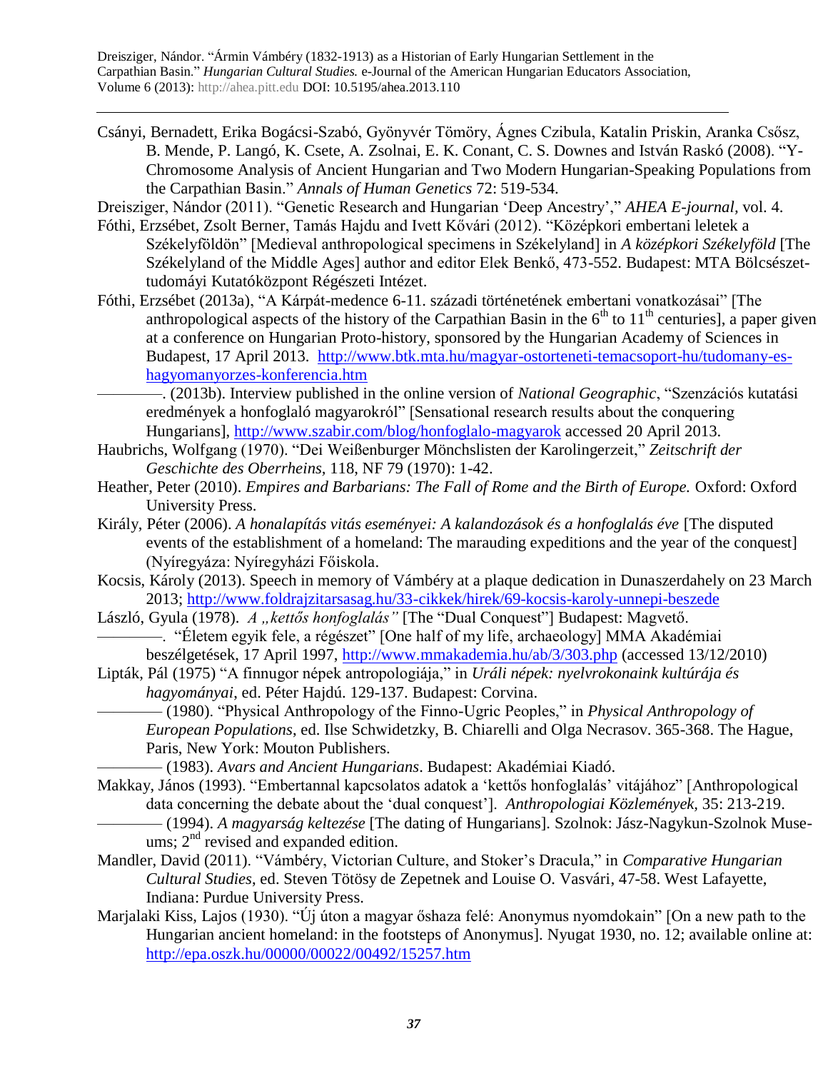Csányi, Bernadett, Erika Bogácsi-Szabó, Gyönyvér Tömöry, Ágnes Czibula, Katalin Priskin, Aranka Csősz, B. Mende, P. Langó, K. Csete, A. Zsolnai, E. K. Conant, C. S. Downes and István Raskó (2008). "Y-Chromosome Analysis of Ancient Hungarian and Two Modern Hungarian-Speaking Populations from the Carpathian Basin." *Annals of Human Genetics* 72: 519-534.

Dreisziger, Nándor (2011). "Genetic Research and Hungarian 'Deep Ancestry'," *AHEA E-journal*, vol. 4.

Fóthi, Erzsébet, Zsolt Berner, Tamás Hajdu and Ivett Kővári (2012). "Középkori embertani leletek a Székelyföldön" [Medieval anthropological specimens in Székelyland] in *A középkori Székelyföld* [The Székelyland of the Middle Ages] author and editor Elek Benkő, 473-552. Budapest: MTA Bölcsészet-tudomáyi Kutatóközpont Régészeti Intézet.

Fóthi, Erzsébet (2013a), "A Kárpát-medence 6-11. századi történetének embertani vonatkozásai" [The anthropological aspects of the history of the Carpathian Basin in the 6th to 11th centuries], a paper given at a conference on Hungarian Proto-history, sponsored by the Hungarian Academy of Sciences in Budapest, 17 April 2013. http://www.btk.mta.hu/magyar-ostorteneti-temacsoport-hu/tudomany-es-hagyomanyorzes-konferencia.htm

————. (2013b). Interview published in the online version of *National Geographic*, "Szenzációs kutatási eredmények a honfoglaló magyarokról" [Sensational research results about the conquering Hungarians], http://www.szabir.com/blog/honfoglalo-magyarok accessed 20 April 2013.

Haubrichs, Wolfgang (1970). "Dei Weißenburger Mönchslisten der Karolingerzeit," *Zeitschrift der Geschichte des Oberrheins*, 118, NF 79 (1970): 1-42.

Heather, Peter (2010). *Empires and Barbarians: The Fall of Rome and the Birth of Europe.* Oxford: Oxford University Press.

Király, Péter (2006). *A honalapítás vitás eseményei: A kalandozások és a honfoglalás éve* [The disputed events of the establishment of a homeland: The marauding expeditions and the year of the conquest] (Nyíregyáza: Nyíregyházi Főiskola.

Kocsis, Károly (2013). Speech in memory of Vámbéry at a plaque dedication in Dunaszerdahely on 23 March 2013; http://www.foldrajzitarsasag.hu/33-cikkek/hirek/69-kocsis-karoly-unnepi-beszede

László, Gyula (1978). *A „kettős honfoglalás"* [The "Dual Conquest"] Budapest: Magvető.

————. "Életem egyik fele, a régészet" [One half of my life, archaeology] MMA Akadémiai beszélgetések, 17 April 1997, http://www.mmakademia.hu/ab/3/303.php (accessed 13/12/2010)

Lipták, Pál (1975) "A finnugor népek antropologiája," in *Uráli népek: nyelvrokonaink kultúrája és hagyományai*, ed. Péter Hajdú. 129-137. Budapest: Corvina.

———— (1980). "Physical Anthropology of the Finno-Ugric Peoples," in *Physical Anthropology of European Populations*, ed. Ilse Schwidetzky, B. Chiarelli and Olga Necrasov. 365-368. The Hague, Paris, New York: Mouton Publishers.

———— (1983). *Avars and Ancient Hungarians*. Budapest: Akadémiai Kiadó.

Makkay, János (1993). "Embertannal kapcsolatos adatok a 'kettős honfoglalás' vitájához" [Anthropological data concerning the debate about the 'dual conquest']. *Anthropologiai Közlemények*, 35: 213-219.

———— (1994). *A magyarság keltezése* [The dating of Hungarians]. Szolnok: Jász-Nagykun-Szolnok Muse-ums; 2nd revised and expanded edition.

Mandler, David (2011). "Vámbéry, Victorian Culture, and Stoker's Dracula," in *Comparative Hungarian Cultural Studies*, ed. Steven Tötösy de Zepetnek and Louise O. Vasvári, 47-58. West Lafayette, Indiana: Purdue University Press.

Marjalaki Kiss, Lajos (1930). "Új úton a magyar őshaza felé: Anonymus nyomdokain" [On a new path to the Hungarian ancient homeland: in the footsteps of Anonymus]. Nyugat 1930, no. 12; available online at: http://epa.oszk.hu/00000/00022/00492/15257.htm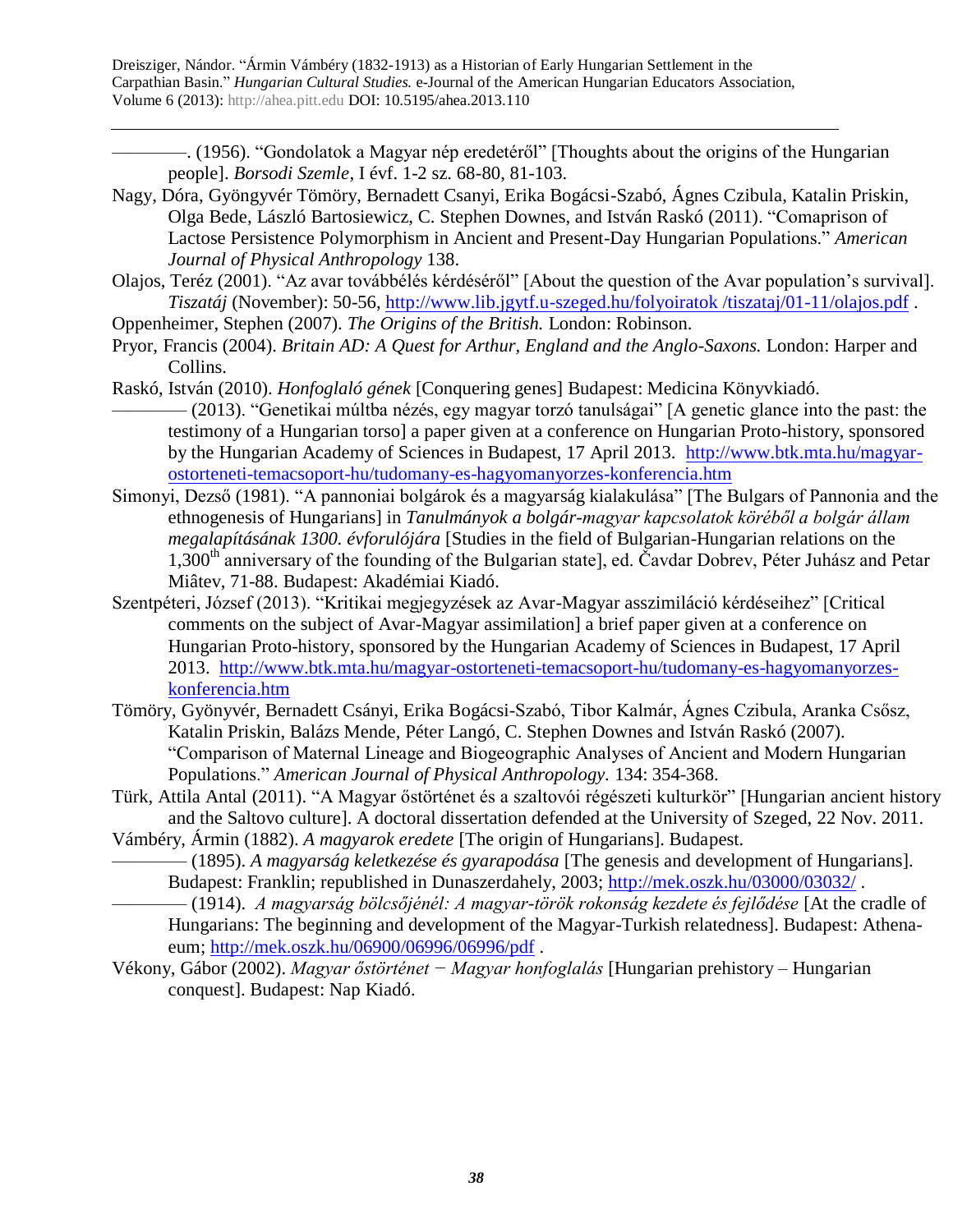————. (1956). "Gondolatok a Magyar nép eredetéről" [Thoughts about the origins of the Hungarian people]. *Borsodi Szemle*, I évf. 1-2 sz. 68-80, 81-103.

Nagy, Dóra, Gyöngyvér Tömöry, Bernadett Csanyi, Erika Bogácsi-Szabó, Ágnes Czibula, Katalin Priskin, Olga Bede, László Bartosiewicz, C. Stephen Downes, and István Raskó (2011). "Comaprison of Lactose Persistence Polymorphism in Ancient and Present-Day Hungarian Populations." *American Journal of Physical Anthropology* 138.

Olajos, Teréz (2001). "Az avar továbbélés kérdéséről" [About the question of the Avar population's survival]. *Tiszatáj* (November): 50-56, http://www.lib.jgytf.u-szeged.hu/folyoiratok /tiszataj/01-11/olajos.pdf .

Oppenheimer, Stephen (2007). *The Origins of the British.* London: Robinson.

Pryor, Francis (2004). *Britain AD: A Quest for Arthur, England and the Anglo-Saxons.* London: Harper and Collins.

Raskó, István (2010). *Honfoglaló gének* [Conquering genes] Budapest: Medicina Könyvkiadó.

———— (2013). "Genetikai múltba nézés, egy magyar torzó tanulságai" [A genetic glance into the past: the testimony of a Hungarian torso] a paper given at a conference on Hungarian Proto-history, sponsored by the Hungarian Academy of Sciences in Budapest, 17 April 2013. http://www.btk.mta.hu/magyar-ostorteneti-temacsoport-hu/tudomany-es-hagyomanyorzes-konferencia.htm

Simonyi, Dezső (1981). "A pannoniai bolgárok és a magyarság kialakulása" [The Bulgars of Pannonia and the ethnogenesis of Hungarians] in *Tanulmányok a bolgár-magyar kapcsolatok köréből a bolgár állam megalapításának 1300. évforulójára* [Studies in the field of Bulgarian-Hungarian relations on the 1,300th anniversary of the founding of the Bulgarian state], ed. Čavdar Dobrev, Péter Juhász and Petar Miâtev, 71-88. Budapest: Akadémiai Kiadó.

Szentpéteri, József (2013). "Kritikai megjegyzések az Avar-Magyar asszimiláció kérdéseihez" [Critical comments on the subject of Avar-Magyar assimilation] a brief paper given at a conference on Hungarian Proto-history, sponsored by the Hungarian Academy of Sciences in Budapest, 17 April 2013. http://www.btk.mta.hu/magyar-ostorteneti-temacsoport-hu/tudomany-es-hagyomanyorzes-konferencia.htm

Tömöry, Gyönyvér, Bernadett Csányi, Erika Bogácsi-Szabó, Tibor Kalmár, Ágnes Czibula, Aranka Csősz, Katalin Priskin, Balázs Mende, Péter Langó, C. Stephen Downes and István Raskó (2007). "Comparison of Maternal Lineage and Biogeographic Analyses of Ancient and Modern Hungarian Populations." *American Journal of Physical Anthropology*. 134: 354-368.

Türk, Attila Antal (2011). "A Magyar őstörténet és a szaltovói régészeti kulturkör" [Hungarian ancient history and the Saltovo culture]. A doctoral dissertation defended at the University of Szeged, 22 Nov. 2011.

Vámbéry, Ármin (1882). *A magyarok eredete* [The origin of Hungarians]. Budapest.

———— (1895). *A magyarság keletkezése és gyarapodása* [The genesis and development of Hungarians]. Budapest: Franklin; republished in Dunaszerdahely, 2003; http://mek.oszk.hu/03000/03032/ .

———— (1914). *A magyarság bölcsőjénél: A magyar-török rokonság kezdete és fejlődése* [At the cradle of Hungarians: The beginning and development of the Magyar-Turkish relatedness]. Budapest: Athenaeum; http://mek.oszk.hu/06900/06996/06996/pdf .

Vékony, Gábor (2002). *Magyar őstörténet − Magyar honfoglalás* [Hungarian prehistory – Hungarian conquest]. Budapest: Nap Kiadó.